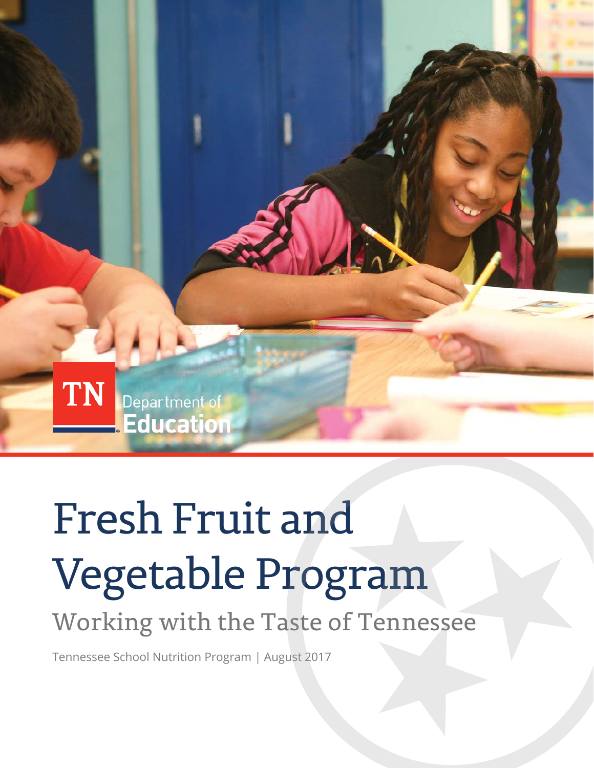TN Department of Education

# Fresh Fruit and Vegetable Program

## Working with the Taste of Tennessee

Tennessee School Nutrition Program | August 2017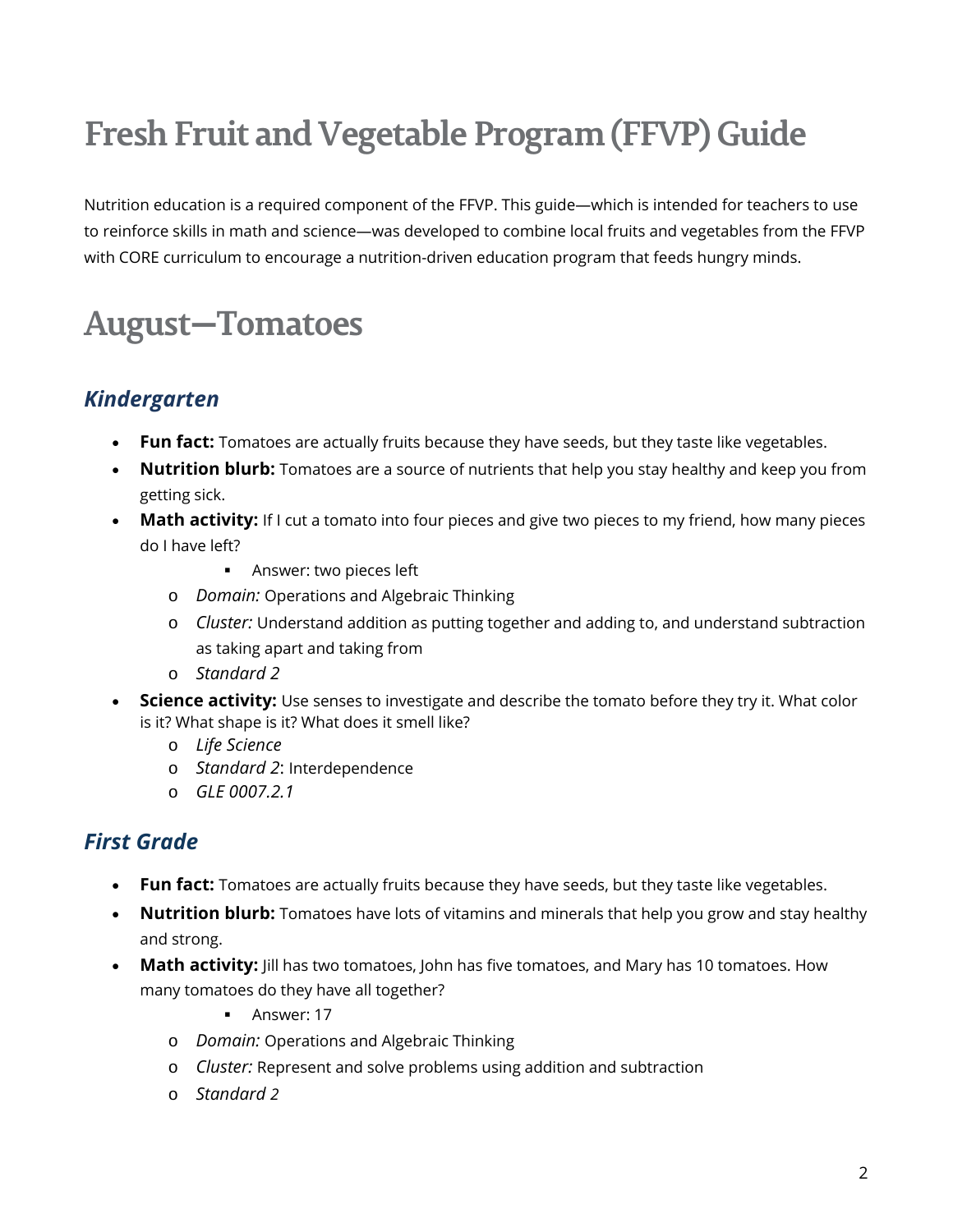# Fresh Fruit and Vegetable Program (FFVP) Guide

Nutrition education is a required component of the FFVP. This guide—which is intended for teachers to use to reinforce skills in math and science—was developed to combine local fruits and vegetables from the FFVP with CORE curriculum to encourage a nutrition-driven education program that feeds hungry minds.

# August—Tomatoes

### *Kindergarten*

- **Fun fact:** Tomatoes are actually fruits because they have seeds, but they taste like vegetables.
- **Nutrition blurb:** Tomatoes are a source of nutrients that help you stay healthy and keep you from getting sick.
- **Math activity:** If I cut a tomato into four pieces and give two pieces to my friend, how many pieces do I have left?
    - Answer: two pieces left
  - *Domain:* Operations and Algebraic Thinking
  - *Cluster:* Understand addition as putting together and adding to, and understand subtraction as taking apart and taking from
  - *Standard 2*
- **Science activity:** Use senses to investigate and describe the tomato before they try it. What color is it? What shape is it? What does it smell like?
  - *Life Science*
  - *Standard 2*: Interdependence
  - *GLE 0007.2.1*

### *First Grade*

- **Fun fact:** Tomatoes are actually fruits because they have seeds, but they taste like vegetables.
- **Nutrition blurb:** Tomatoes have lots of vitamins and minerals that help you grow and stay healthy and strong.
- **Math activity:** Jill has two tomatoes, John has five tomatoes, and Mary has 10 tomatoes. How many tomatoes do they have all together?
    - Answer: 17
  - *Domain:* Operations and Algebraic Thinking
  - *Cluster:* Represent and solve problems using addition and subtraction
  - *Standard 2*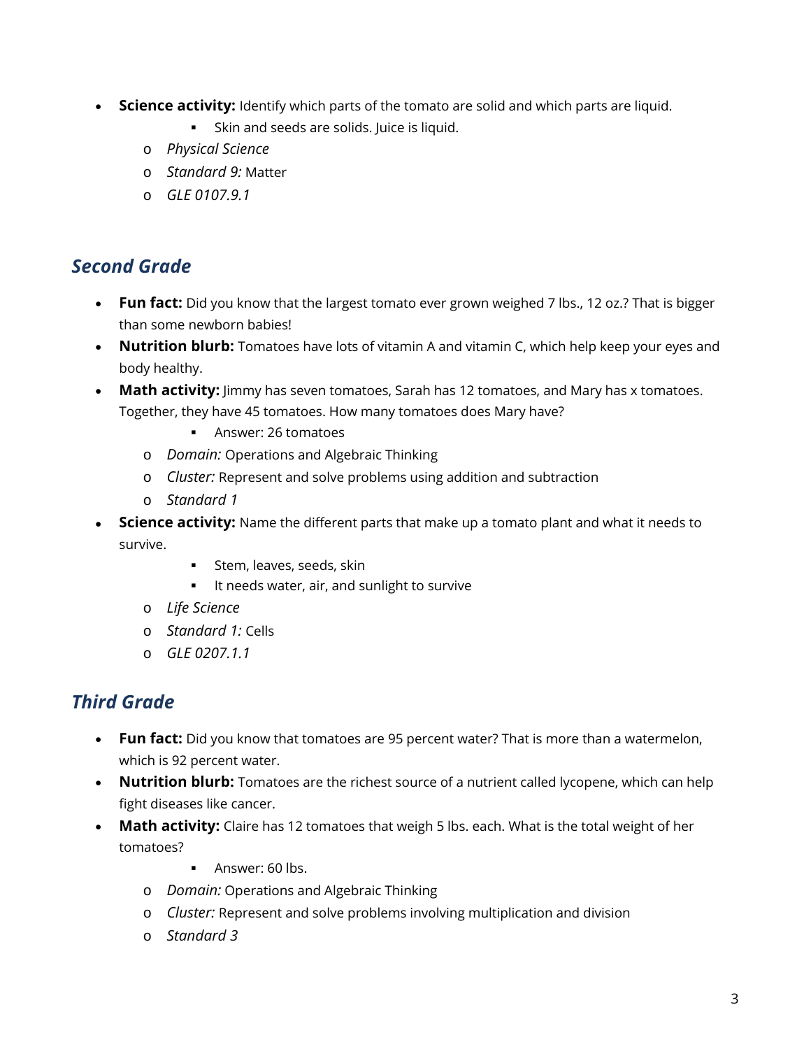- **Science activity:** Identify which parts of the tomato are solid and which parts are liquid.
    - Skin and seeds are solids. Juice is liquid.
  - *Physical Science*
  - *Standard 9:* Matter
  - *GLE 0107.9.1*

## *Second Grade*

- **Fun fact:** Did you know that the largest tomato ever grown weighed 7 lbs., 12 oz.? That is bigger than some newborn babies!
- **Nutrition blurb:** Tomatoes have lots of vitamin A and vitamin C, which help keep your eyes and body healthy.
- **Math activity:** Jimmy has seven tomatoes, Sarah has 12 tomatoes, and Mary has x tomatoes. Together, they have 45 tomatoes. How many tomatoes does Mary have?
    - Answer: 26 tomatoes
  - *Domain:* Operations and Algebraic Thinking
  - *Cluster:* Represent and solve problems using addition and subtraction
  - *Standard 1*
- **Science activity:** Name the different parts that make up a tomato plant and what it needs to survive.
    - Stem, leaves, seeds, skin
    - It needs water, air, and sunlight to survive
  - *Life Science*
  - *Standard 1:* Cells
  - *GLE 0207.1.1*

## *Third Grade*

- **Fun fact:** Did you know that tomatoes are 95 percent water? That is more than a watermelon, which is 92 percent water.
- **Nutrition blurb:** Tomatoes are the richest source of a nutrient called lycopene, which can help fight diseases like cancer.
- **Math activity:** Claire has 12 tomatoes that weigh 5 lbs. each. What is the total weight of her tomatoes?
    - Answer: 60 lbs.
  - *Domain:* Operations and Algebraic Thinking
  - *Cluster:* Represent and solve problems involving multiplication and division
  - *Standard 3*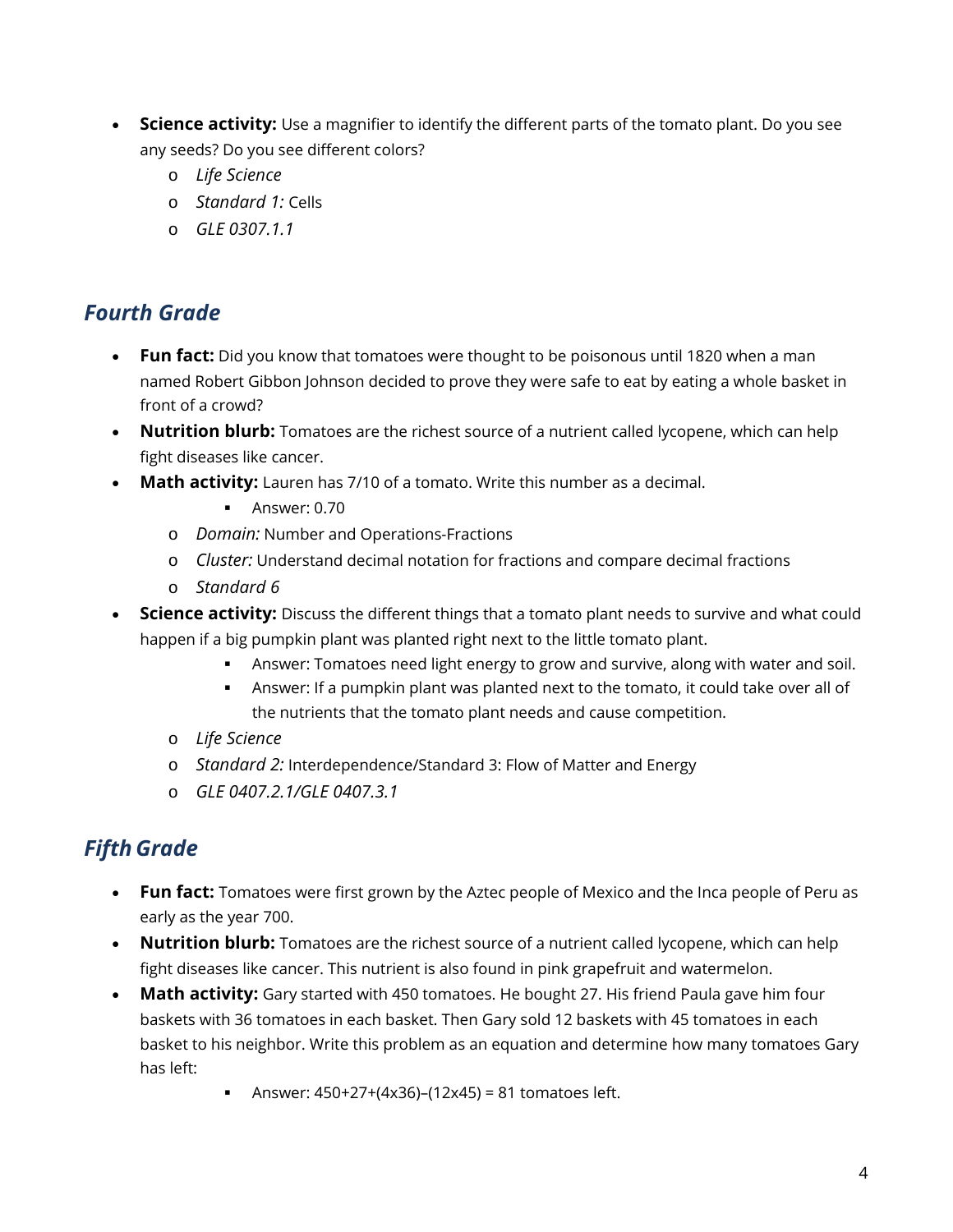- **Science activity:** Use a magnifier to identify the different parts of the tomato plant. Do you see any seeds? Do you see different colors?
    - *Life Science*
    - *Standard 1:* Cells
    - *GLE 0307.1.1*

## *Fourth Grade*

- **Fun fact:** Did you know that tomatoes were thought to be poisonous until 1820 when a man named Robert Gibbon Johnson decided to prove they were safe to eat by eating a whole basket in front of a crowd?
- **Nutrition blurb:** Tomatoes are the richest source of a nutrient called lycopene, which can help fight diseases like cancer.
- **Math activity:** Lauren has 7/10 of a tomato. Write this number as a decimal.
        - Answer: 0.70
    - *Domain:* Number and Operations-Fractions
    - *Cluster:* Understand decimal notation for fractions and compare decimal fractions
    - *Standard 6*
- **Science activity:** Discuss the different things that a tomato plant needs to survive and what could happen if a big pumpkin plant was planted right next to the little tomato plant.
        - Answer: Tomatoes need light energy to grow and survive, along with water and soil.
        - Answer: If a pumpkin plant was planted next to the tomato, it could take over all of the nutrients that the tomato plant needs and cause competition.
    - *Life Science*
    - *Standard 2:* Interdependence/Standard 3: Flow of Matter and Energy
    - *GLE 0407.2.1/GLE 0407.3.1*

## *Fifth Grade*

- **Fun fact:** Tomatoes were first grown by the Aztec people of Mexico and the Inca people of Peru as early as the year 700.
- **Nutrition blurb:** Tomatoes are the richest source of a nutrient called lycopene, which can help fight diseases like cancer. This nutrient is also found in pink grapefruit and watermelon.
- **Math activity:** Gary started with 450 tomatoes. He bought 27. His friend Paula gave him four baskets with 36 tomatoes in each basket. Then Gary sold 12 baskets with 45 tomatoes in each basket to his neighbor. Write this problem as an equation and determine how many tomatoes Gary has left:
        - Answer: $450+27+(4 \times 36)-(12 \times 45) = 81$ tomatoes left.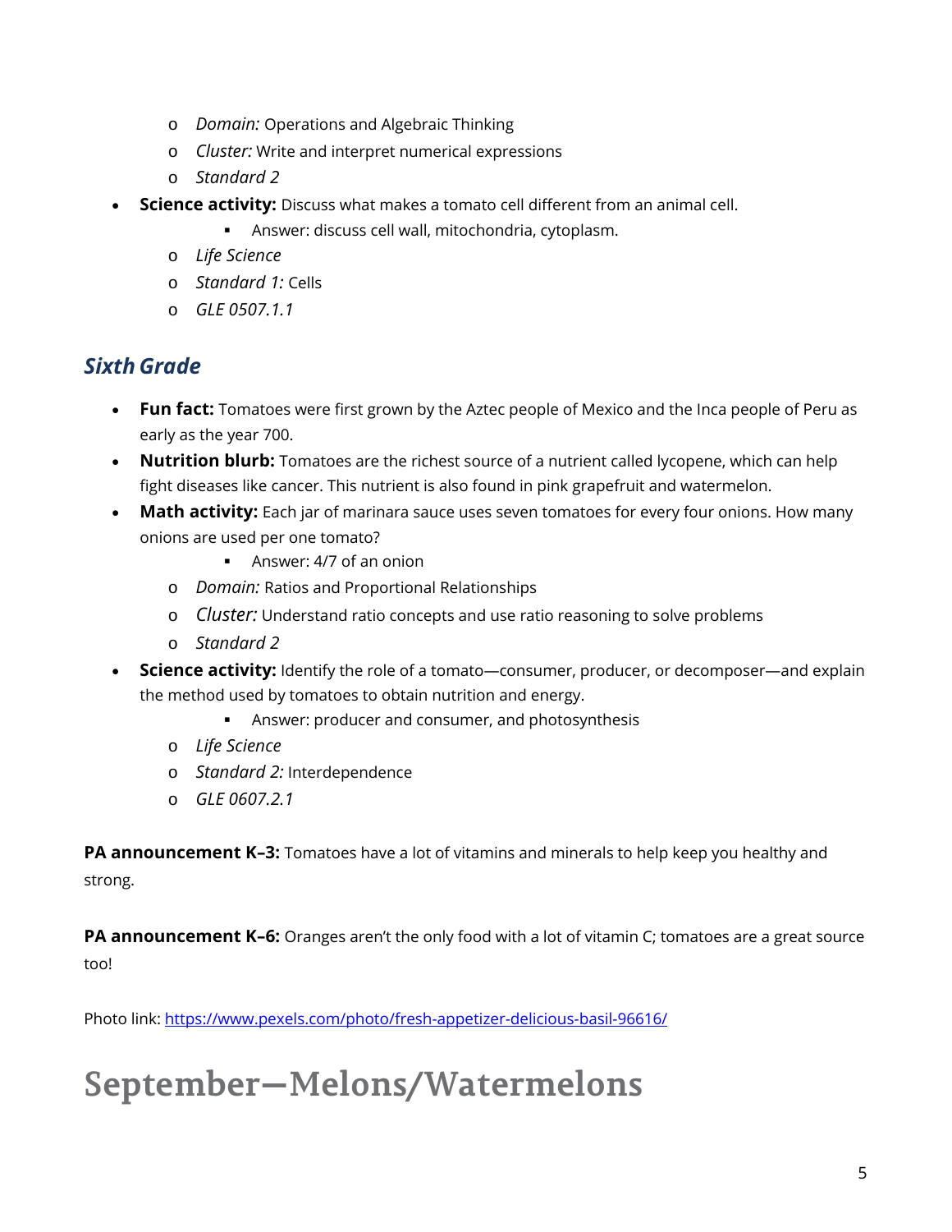- *Domain:* Operations and Algebraic Thinking
  - *Cluster:* Write and interpret numerical expressions
  - *Standard 2*
- **Science activity:** Discuss what makes a tomato cell different from an animal cell.
    - Answer: discuss cell wall, mitochondria, cytoplasm.
  - *Life Science*
  - *Standard 1:* Cells
  - *GLE 0507.1.1*

## *Sixth Grade*

- **Fun fact:** Tomatoes were first grown by the Aztec people of Mexico and the Inca people of Peru as early as the year 700.
- **Nutrition blurb:** Tomatoes are the richest source of a nutrient called lycopene, which can help fight diseases like cancer. This nutrient is also found in pink grapefruit and watermelon.
- **Math activity:** Each jar of marinara sauce uses seven tomatoes for every four onions. How many onions are used per one tomato?
    - Answer: 4/7 of an onion
  - *Domain:* Ratios and Proportional Relationships
  - *Cluster:* Understand ratio concepts and use ratio reasoning to solve problems
  - *Standard 2*
- **Science activity:** Identify the role of a tomato—consumer, producer, or decomposer—and explain the method used by tomatoes to obtain nutrition and energy.
    - Answer: producer and consumer, and photosynthesis
  - *Life Science*
  - *Standard 2:* Interdependence
  - *GLE 0607.2.1*

**PA announcement K–3:** Tomatoes have a lot of vitamins and minerals to help keep you healthy and strong.

**PA announcement K–6:** Oranges aren't the only food with a lot of vitamin C; tomatoes are a great source too!

Photo link: https://www.pexels.com/photo/fresh-appetizer-delicious-basil-96616/

# September—Melons/Watermelons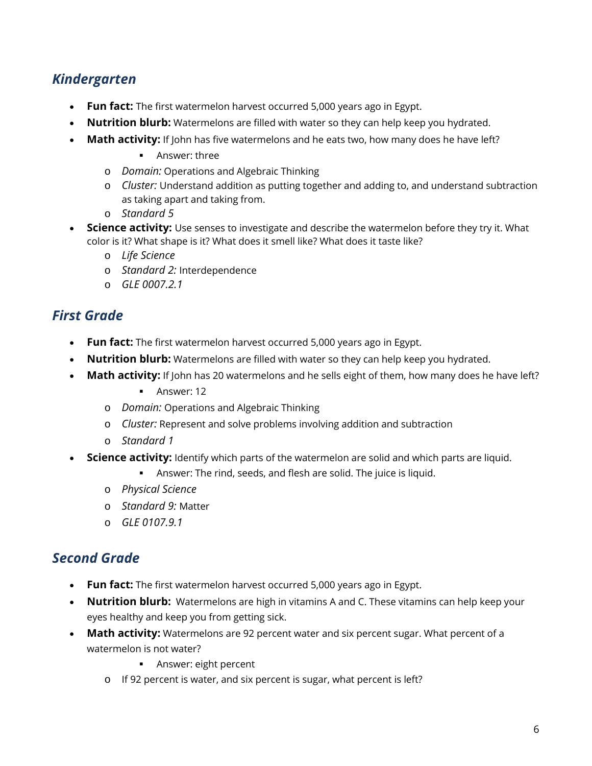## *Kindergarten*

- **Fun fact:** The first watermelon harvest occurred 5,000 years ago in Egypt.
- **Nutrition blurb:** Watermelons are filled with water so they can help keep you hydrated.
- **Math activity:** If John has five watermelons and he eats two, how many does he have left?
    - Answer: three
  - *Domain:* Operations and Algebraic Thinking
  - *Cluster:* Understand addition as putting together and adding to, and understand subtraction as taking apart and taking from.
  - *Standard 5*
- **Science activity:** Use senses to investigate and describe the watermelon before they try it. What color is it? What shape is it? What does it smell like? What does it taste like?
  - *Life Science*
  - *Standard 2:* Interdependence
  - *GLE 0007.2.1*

## *First Grade*

- **Fun fact:** The first watermelon harvest occurred 5,000 years ago in Egypt.
- **Nutrition blurb:** Watermelons are filled with water so they can help keep you hydrated.
- **Math activity:** If John has 20 watermelons and he sells eight of them, how many does he have left?
    - Answer: 12
  - *Domain:* Operations and Algebraic Thinking
  - *Cluster:* Represent and solve problems involving addition and subtraction
  - *Standard 1*
- **Science activity:** Identify which parts of the watermelon are solid and which parts are liquid.
    - Answer: The rind, seeds, and flesh are solid. The juice is liquid.
  - *Physical Science*
  - *Standard 9:* Matter
  - *GLE 0107.9.1*

## *Second Grade*

- **Fun fact:** The first watermelon harvest occurred 5,000 years ago in Egypt.
- **Nutrition blurb:** Watermelons are high in vitamins A and C. These vitamins can help keep your eyes healthy and keep you from getting sick.
- **Math activity:** Watermelons are 92 percent water and six percent sugar. What percent of a watermelon is not water?
    - Answer: eight percent
  - If 92 percent is water, and six percent is sugar, what percent is left?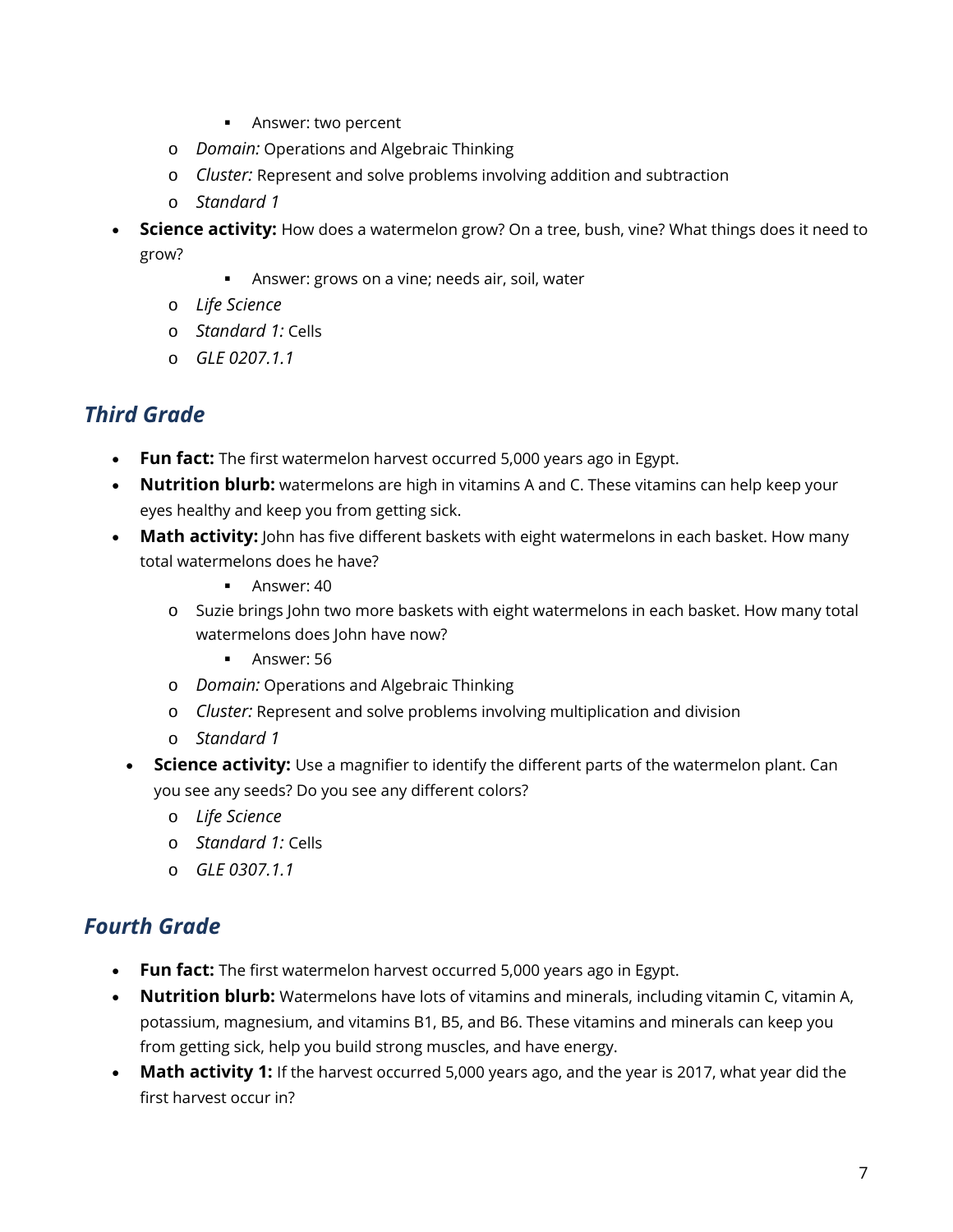- Answer: two percent
    - *Domain:* Operations and Algebraic Thinking
    - *Cluster:* Represent and solve problems involving addition and subtraction
    - *Standard 1*
- **Science activity:** How does a watermelon grow? On a tree, bush, vine? What things does it need to grow?
        - Answer: grows on a vine; needs air, soil, water
    - *Life Science*
    - *Standard 1:* Cells
    - *GLE 0207.1.1*

## *Third Grade*

- **Fun fact:** The first watermelon harvest occurred 5,000 years ago in Egypt.
- **Nutrition blurb:** watermelons are high in vitamins A and C. These vitamins can help keep your eyes healthy and keep you from getting sick.
- **Math activity:** John has five different baskets with eight watermelons in each basket. How many total watermelons does he have?
        - Answer: 40
    - Suzie brings John two more baskets with eight watermelons in each basket. How many total watermelons does John have now?
        - Answer: 56
    - *Domain:* Operations and Algebraic Thinking
    - *Cluster:* Represent and solve problems involving multiplication and division
    - *Standard 1*
- **Science activity:** Use a magnifier to identify the different parts of the watermelon plant. Can you see any seeds? Do you see any different colors?
    - *Life Science*
    - *Standard 1:* Cells
    - *GLE 0307.1.1*

## *Fourth Grade*

- **Fun fact:** The first watermelon harvest occurred 5,000 years ago in Egypt.
- **Nutrition blurb:** Watermelons have lots of vitamins and minerals, including vitamin C, vitamin A, potassium, magnesium, and vitamins B1, B5, and B6. These vitamins and minerals can keep you from getting sick, help you build strong muscles, and have energy.
- **Math activity 1:** If the harvest occurred 5,000 years ago, and the year is 2017, what year did the first harvest occur in?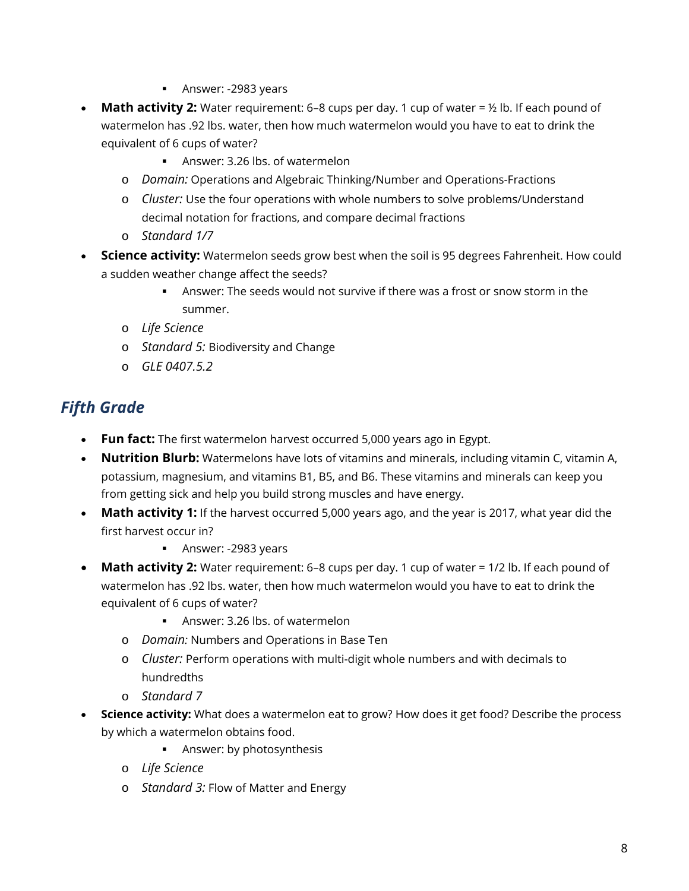- Answer: -2983 years

- **Math activity 2:** Water requirement: 6–8 cups per day. 1 cup of water = ½ lb. If each pound of watermelon has .92 lbs. water, then how much watermelon would you have to eat to drink the equivalent of 6 cups of water?
    - Answer: 3.26 lbs. of watermelon
  - *Domain:* Operations and Algebraic Thinking/Number and Operations-Fractions
  - *Cluster:* Use the four operations with whole numbers to solve problems/Understand decimal notation for fractions, and compare decimal fractions
  - *Standard 1/7*
- **Science activity:** Watermelon seeds grow best when the soil is 95 degrees Fahrenheit. How could a sudden weather change affect the seeds?
    - Answer: The seeds would not survive if there was a frost or snow storm in the summer.
  - *Life Science*
  - *Standard 5:* Biodiversity and Change
  - *GLE 0407.5.2*

## *Fifth Grade*

- **Fun fact:** The first watermelon harvest occurred 5,000 years ago in Egypt.
- **Nutrition Blurb:** Watermelons have lots of vitamins and minerals, including vitamin C, vitamin A, potassium, magnesium, and vitamins B1, B5, and B6. These vitamins and minerals can keep you from getting sick and help you build strong muscles and have energy.
- **Math activity 1:** If the harvest occurred 5,000 years ago, and the year is 2017, what year did the first harvest occur in?
    - Answer: -2983 years
- **Math activity 2:** Water requirement: 6–8 cups per day. 1 cup of water = 1/2 lb. If each pound of watermelon has .92 lbs. water, then how much watermelon would you have to eat to drink the equivalent of 6 cups of water?
    - Answer: 3.26 lbs. of watermelon
  - *Domain:* Numbers and Operations in Base Ten
  - *Cluster:* Perform operations with multi-digit whole numbers and with decimals to hundredths
  - *Standard 7*
- **Science activity:** What does a watermelon eat to grow? How does it get food? Describe the process by which a watermelon obtains food.
    - Answer: by photosynthesis
  - *Life Science*
  - *Standard 3:* Flow of Matter and Energy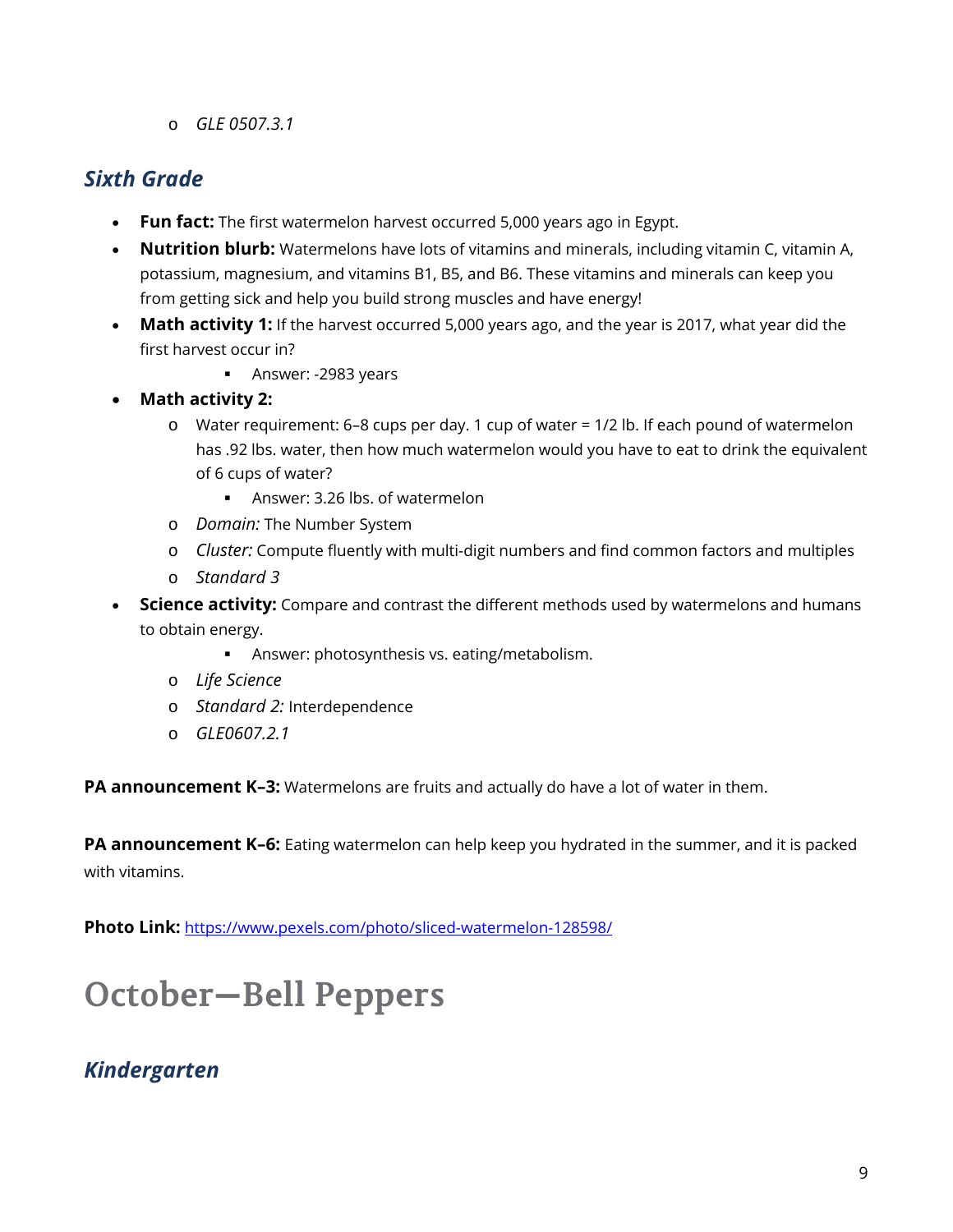- *GLE 0507.3.1*

### *Sixth Grade*

- **Fun fact:** The first watermelon harvest occurred 5,000 years ago in Egypt.
- **Nutrition blurb:** Watermelons have lots of vitamins and minerals, including vitamin C, vitamin A, potassium, magnesium, and vitamins B1, B5, and B6. These vitamins and minerals can keep you from getting sick and help you build strong muscles and have energy!
- **Math activity 1:** If the harvest occurred 5,000 years ago, and the year is 2017, what year did the first harvest occur in?
      - Answer: -2983 years
- **Math activity 2:**
  - Water requirement: 6–8 cups per day. 1 cup of water = 1/2 lb. If each pound of watermelon has .92 lbs. water, then how much watermelon would you have to eat to drink the equivalent of 6 cups of water?
    - Answer: 3.26 lbs. of watermelon
  - *Domain:* The Number System
  - *Cluster:* Compute fluently with multi-digit numbers and find common factors and multiples
  - *Standard 3*
- **Science activity:** Compare and contrast the different methods used by watermelons and humans to obtain energy.
      - Answer: photosynthesis vs. eating/metabolism.
  - *Life Science*
  - *Standard 2:* Interdependence
  - *GLE0607.2.1*

**PA announcement K–3:** Watermelons are fruits and actually do have a lot of water in them.

**PA announcement K–6:** Eating watermelon can help keep you hydrated in the summer, and it is packed with vitamins.

**Photo Link:** https://www.pexels.com/photo/sliced-watermelon-128598/

## October—Bell Peppers

### *Kindergarten*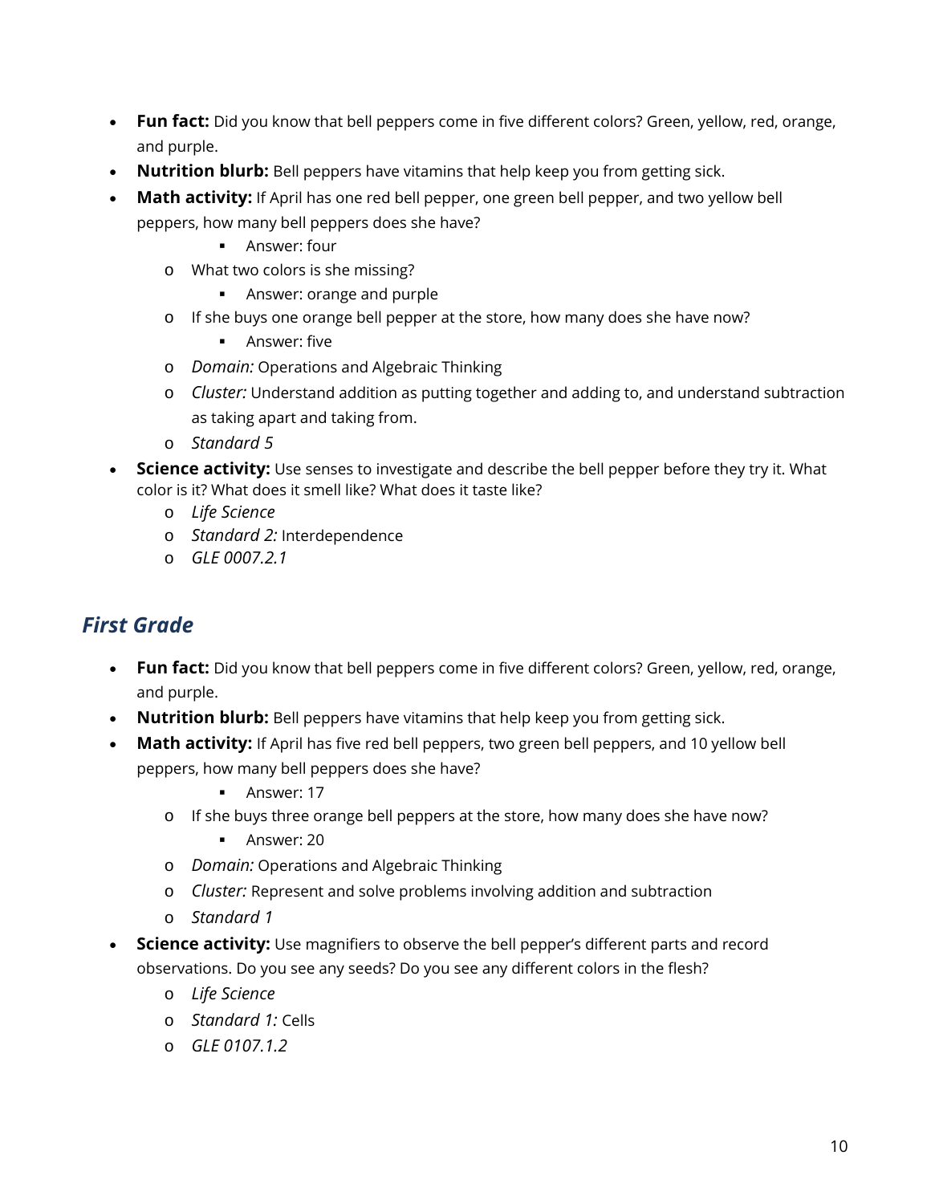- **Fun fact:** Did you know that bell peppers come in five different colors? Green, yellow, red, orange, and purple.
- **Nutrition blurb:** Bell peppers have vitamins that help keep you from getting sick.
- **Math activity:** If April has one red bell pepper, one green bell pepper, and two yellow bell peppers, how many bell peppers does she have?
    - Answer: four
  - What two colors is she missing?
    - Answer: orange and purple
  - If she buys one orange bell pepper at the store, how many does she have now?
    - Answer: five
  - *Domain:* Operations and Algebraic Thinking
  - *Cluster:* Understand addition as putting together and adding to, and understand subtraction as taking apart and taking from.
  - *Standard 5*
- **Science activity:** Use senses to investigate and describe the bell pepper before they try it. What color is it? What does it smell like? What does it taste like?
  - *Life Science*
  - *Standard 2:* Interdependence
  - *GLE 0007.2.1*

## *First Grade*

- **Fun fact:** Did you know that bell peppers come in five different colors? Green, yellow, red, orange, and purple.
- **Nutrition blurb:** Bell peppers have vitamins that help keep you from getting sick.
- **Math activity:** If April has five red bell peppers, two green bell peppers, and 10 yellow bell peppers, how many bell peppers does she have?
    - Answer: 17
  - If she buys three orange bell peppers at the store, how many does she have now?
    - Answer: 20
  - *Domain:* Operations and Algebraic Thinking
  - *Cluster:* Represent and solve problems involving addition and subtraction
  - *Standard 1*
- **Science activity:** Use magnifiers to observe the bell pepper's different parts and record observations. Do you see any seeds? Do you see any different colors in the flesh?
  - *Life Science*
  - *Standard 1:* Cells
  - *GLE 0107.1.2*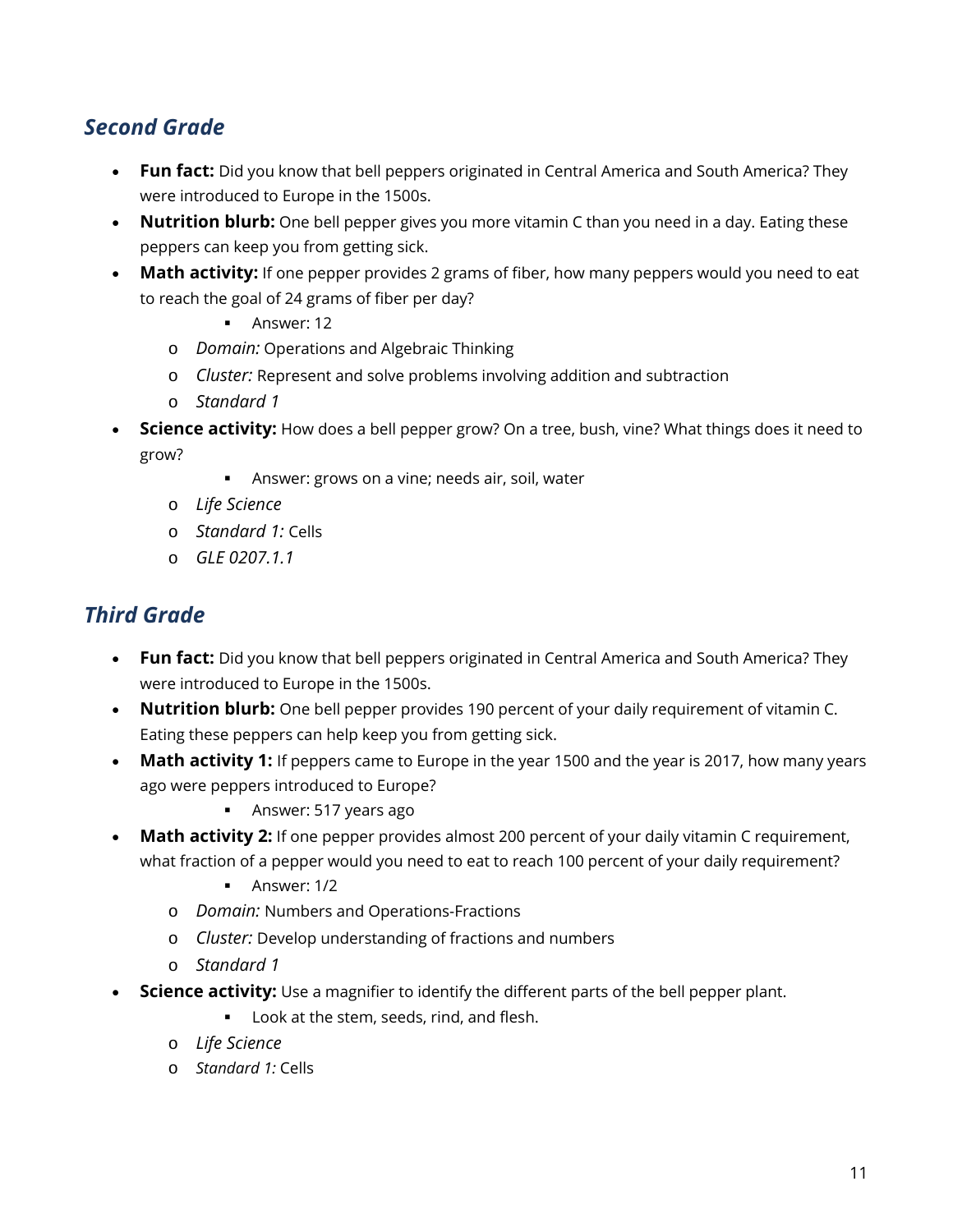## *Second Grade*

- **Fun fact:** Did you know that bell peppers originated in Central America and South America? They were introduced to Europe in the 1500s.
- **Nutrition blurb:** One bell pepper gives you more vitamin C than you need in a day. Eating these peppers can keep you from getting sick.
- **Math activity:** If one pepper provides 2 grams of fiber, how many peppers would you need to eat to reach the goal of 24 grams of fiber per day?
        - Answer: 12
    - *Domain:* Operations and Algebraic Thinking
    - *Cluster:* Represent and solve problems involving addition and subtraction
    - *Standard 1*
- **Science activity:** How does a bell pepper grow? On a tree, bush, vine? What things does it need to grow?
        - Answer: grows on a vine; needs air, soil, water
    - *Life Science*
    - *Standard 1:* Cells
    - *GLE 0207.1.1*

## *Third Grade*

- **Fun fact:** Did you know that bell peppers originated in Central America and South America? They were introduced to Europe in the 1500s.
- **Nutrition blurb:** One bell pepper provides 190 percent of your daily requirement of vitamin C. Eating these peppers can help keep you from getting sick.
- **Math activity 1:** If peppers came to Europe in the year 1500 and the year is 2017, how many years ago were peppers introduced to Europe?
        - Answer: 517 years ago
- **Math activity 2:** If one pepper provides almost 200 percent of your daily vitamin C requirement, what fraction of a pepper would you need to eat to reach 100 percent of your daily requirement?
        - Answer: 1/2
    - *Domain:* Numbers and Operations-Fractions
    - *Cluster:* Develop understanding of fractions and numbers
    - *Standard 1*
- **Science activity:** Use a magnifier to identify the different parts of the bell pepper plant.
        - Look at the stem, seeds, rind, and flesh.
    - *Life Science*
    - *Standard 1:* Cells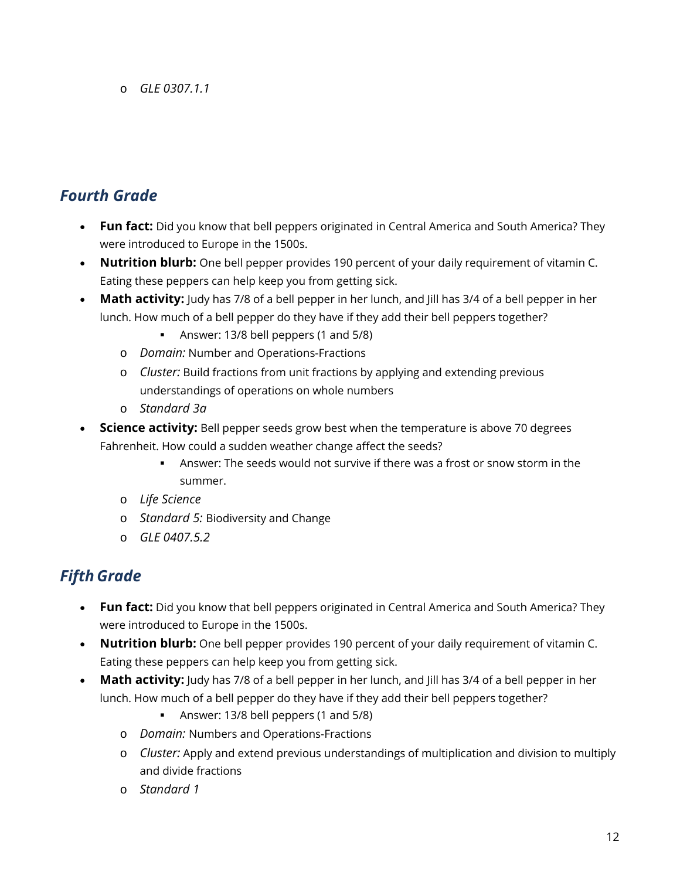- *GLE 0307.1.1*

## *Fourth Grade*

- **Fun fact:** Did you know that bell peppers originated in Central America and South America? They were introduced to Europe in the 1500s.
- **Nutrition blurb:** One bell pepper provides 190 percent of your daily requirement of vitamin C. Eating these peppers can help keep you from getting sick.
- **Math activity:** Judy has 7/8 of a bell pepper in her lunch, and Jill has 3/4 of a bell pepper in her lunch. How much of a bell pepper do they have if they add their bell peppers together?
    - Answer: 13/8 bell peppers (1 and 5/8)
  - *Domain:* Number and Operations-Fractions
  - *Cluster:* Build fractions from unit fractions by applying and extending previous understandings of operations on whole numbers
  - *Standard 3a*
- **Science activity:** Bell pepper seeds grow best when the temperature is above 70 degrees Fahrenheit. How could a sudden weather change affect the seeds?
    - Answer: The seeds would not survive if there was a frost or snow storm in the summer.
  - *Life Science*
  - *Standard 5:* Biodiversity and Change
  - *GLE 0407.5.2*

## *Fifth Grade*

- **Fun fact:** Did you know that bell peppers originated in Central America and South America? They were introduced to Europe in the 1500s.
- **Nutrition blurb:** One bell pepper provides 190 percent of your daily requirement of vitamin C. Eating these peppers can help keep you from getting sick.
- **Math activity:** Judy has 7/8 of a bell pepper in her lunch, and Jill has 3/4 of a bell pepper in her lunch. How much of a bell pepper do they have if they add their bell peppers together?
    - Answer: 13/8 bell peppers (1 and 5/8)
  - *Domain:* Numbers and Operations-Fractions
  - *Cluster:* Apply and extend previous understandings of multiplication and division to multiply and divide fractions
  - *Standard 1*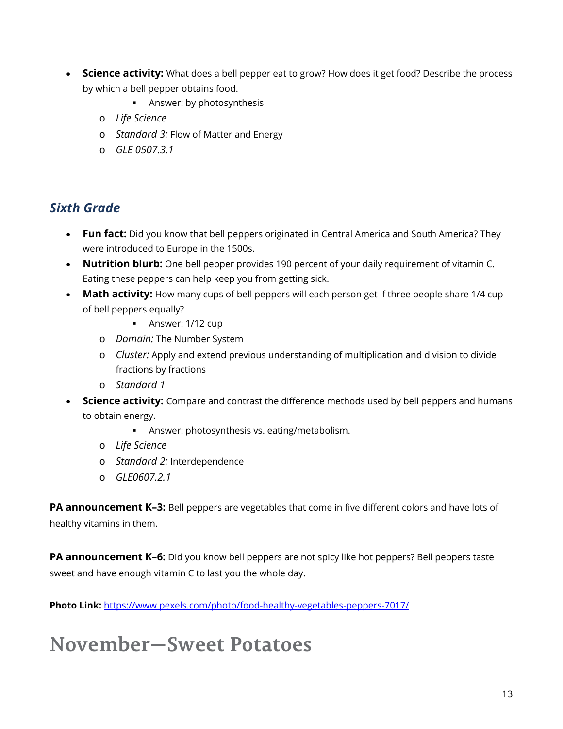- **Science activity:** What does a bell pepper eat to grow? How does it get food? Describe the process by which a bell pepper obtains food.
    - Answer: by photosynthesis
  - *Life Science*
  - *Standard 3:* Flow of Matter and Energy
  - *GLE 0507.3.1*

## *Sixth Grade*

- **Fun fact:** Did you know that bell peppers originated in Central America and South America? They were introduced to Europe in the 1500s.
- **Nutrition blurb:** One bell pepper provides 190 percent of your daily requirement of vitamin C. Eating these peppers can help keep you from getting sick.
- **Math activity:** How many cups of bell peppers will each person get if three people share 1/4 cup of bell peppers equally?
    - Answer: 1/12 cup
  - *Domain:* The Number System
  - *Cluster:* Apply and extend previous understanding of multiplication and division to divide fractions by fractions
  - *Standard 1*
- **Science activity:** Compare and contrast the difference methods used by bell peppers and humans to obtain energy.
    - Answer: photosynthesis vs. eating/metabolism.
  - *Life Science*
  - *Standard 2:* Interdependence
  - *GLE0607.2.1*

**PA announcement K–3:** Bell peppers are vegetables that come in five different colors and have lots of healthy vitamins in them.

**PA announcement K–6:** Did you know bell peppers are not spicy like hot peppers? Bell peppers taste sweet and have enough vitamin C to last you the whole day.

**Photo Link:** https://www.pexels.com/photo/food-healthy-vegetables-peppers-7017/

# November—Sweet Potatoes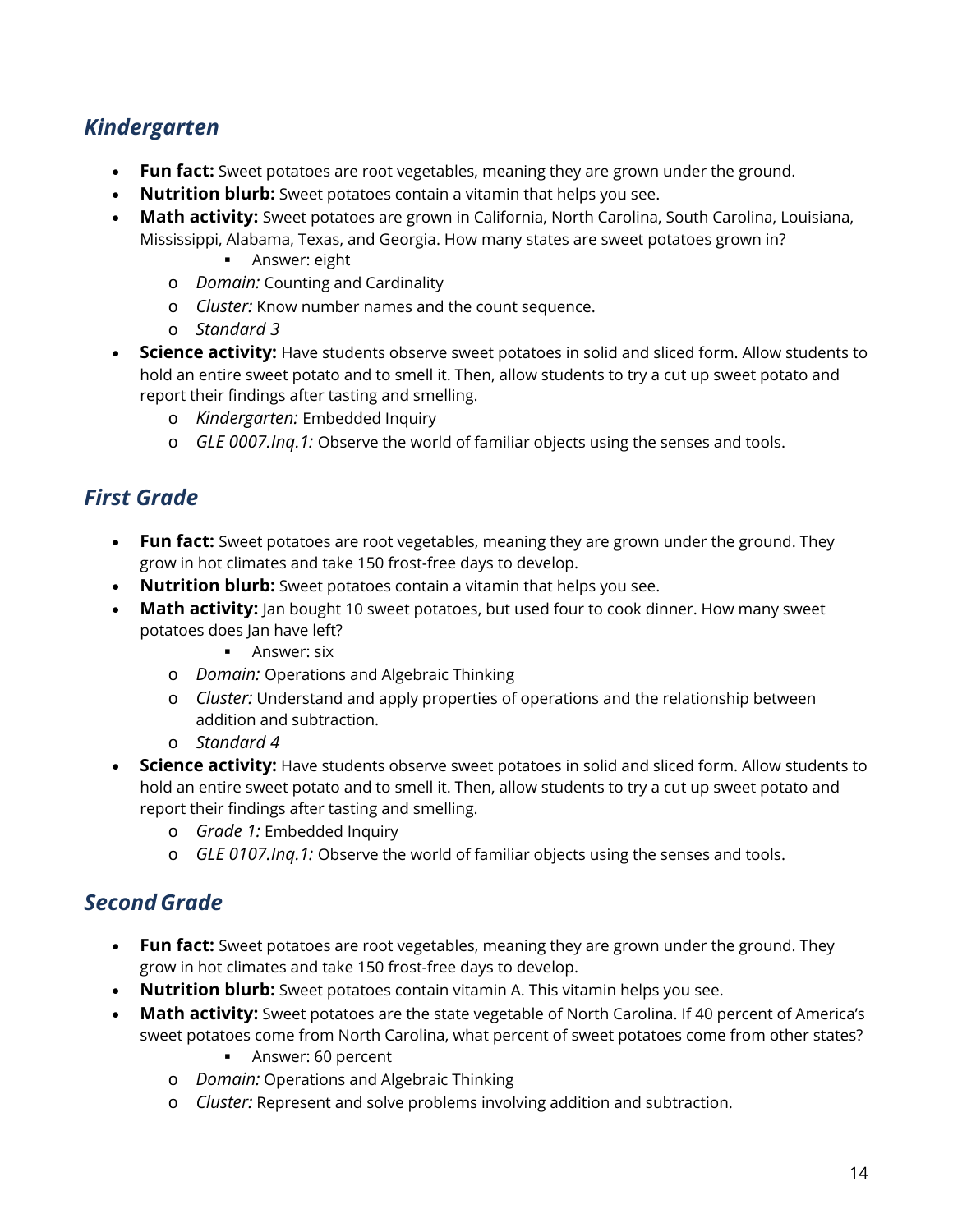## *Kindergarten*

- **Fun fact:** Sweet potatoes are root vegetables, meaning they are grown under the ground.
- **Nutrition blurb:** Sweet potatoes contain a vitamin that helps you see.
- **Math activity:** Sweet potatoes are grown in California, North Carolina, South Carolina, Louisiana, Mississippi, Alabama, Texas, and Georgia. How many states are sweet potatoes grown in?
    - Answer: eight
  - *Domain:* Counting and Cardinality
  - *Cluster:* Know number names and the count sequence.
  - *Standard 3*
- **Science activity:** Have students observe sweet potatoes in solid and sliced form. Allow students to hold an entire sweet potato and to smell it. Then, allow students to try a cut up sweet potato and report their findings after tasting and smelling.
  - *Kindergarten:* Embedded Inquiry
  - *GLE 0007.Inq.1:* Observe the world of familiar objects using the senses and tools.

## *First Grade*

- **Fun fact:** Sweet potatoes are root vegetables, meaning they are grown under the ground. They grow in hot climates and take 150 frost-free days to develop.
- **Nutrition blurb:** Sweet potatoes contain a vitamin that helps you see.
- **Math activity:** Jan bought 10 sweet potatoes, but used four to cook dinner. How many sweet potatoes does Jan have left?
    - Answer: six
  - *Domain:* Operations and Algebraic Thinking
  - *Cluster:* Understand and apply properties of operations and the relationship between addition and subtraction.
  - *Standard 4*
- **Science activity:** Have students observe sweet potatoes in solid and sliced form. Allow students to hold an entire sweet potato and to smell it. Then, allow students to try a cut up sweet potato and report their findings after tasting and smelling.
  - *Grade 1:* Embedded Inquiry
  - *GLE 0107.Inq.1:* Observe the world of familiar objects using the senses and tools.

## *Second Grade*

- **Fun fact:** Sweet potatoes are root vegetables, meaning they are grown under the ground. They grow in hot climates and take 150 frost-free days to develop.
- **Nutrition blurb:** Sweet potatoes contain vitamin A. This vitamin helps you see.
- **Math activity:** Sweet potatoes are the state vegetable of North Carolina. If 40 percent of America's sweet potatoes come from North Carolina, what percent of sweet potatoes come from other states?
    - Answer: 60 percent
  - *Domain:* Operations and Algebraic Thinking
  - *Cluster:* Represent and solve problems involving addition and subtraction.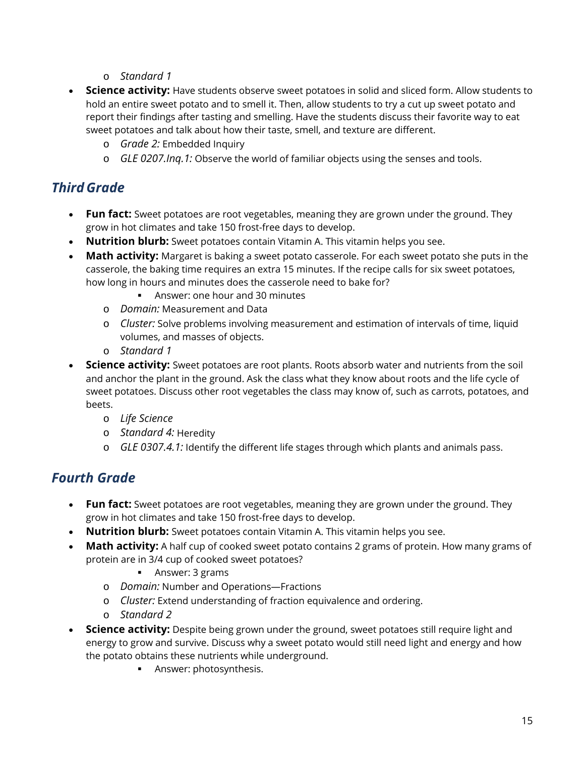- *Standard 1*
- **Science activity:** Have students observe sweet potatoes in solid and sliced form. Allow students to hold an entire sweet potato and to smell it. Then, allow students to try a cut up sweet potato and report their findings after tasting and smelling. Have the students discuss their favorite way to eat sweet potatoes and talk about how their taste, smell, and texture are different.
  - *Grade 2:* Embedded Inquiry
  - *GLE 0207.Inq.1:* Observe the world of familiar objects using the senses and tools.

## Third Grade

- **Fun fact:** Sweet potatoes are root vegetables, meaning they are grown under the ground. They grow in hot climates and take 150 frost-free days to develop.
- **Nutrition blurb:** Sweet potatoes contain Vitamin A. This vitamin helps you see.
- **Math activity:** Margaret is baking a sweet potato casserole. For each sweet potato she puts in the casserole, the baking time requires an extra 15 minutes. If the recipe calls for six sweet potatoes, how long in hours and minutes does the casserole need to bake for?
    - Answer: one hour and 30 minutes
  - *Domain:* Measurement and Data
  - *Cluster:* Solve problems involving measurement and estimation of intervals of time, liquid volumes, and masses of objects.
  - *Standard 1*
- **Science activity:** Sweet potatoes are root plants. Roots absorb water and nutrients from the soil and anchor the plant in the ground. Ask the class what they know about roots and the life cycle of sweet potatoes. Discuss other root vegetables the class may know of, such as carrots, potatoes, and beets.
  - *Life Science*
  - *Standard 4:* Heredity
  - *GLE 0307.4.1:* Identify the different life stages through which plants and animals pass.

## Fourth Grade

- **Fun fact:** Sweet potatoes are root vegetables, meaning they are grown under the ground. They grow in hot climates and take 150 frost-free days to develop.
- **Nutrition blurb:** Sweet potatoes contain Vitamin A. This vitamin helps you see.
- **Math activity:** A half cup of cooked sweet potato contains 2 grams of protein. How many grams of protein are in 3/4 cup of cooked sweet potatoes?
    - Answer: 3 grams
  - *Domain:* Number and Operations—Fractions
  - *Cluster:* Extend understanding of fraction equivalence and ordering.
  - *Standard 2*
- **Science activity:** Despite being grown under the ground, sweet potatoes still require light and energy to grow and survive. Discuss why a sweet potato would still need light and energy and how the potato obtains these nutrients while underground.
    - Answer: photosynthesis.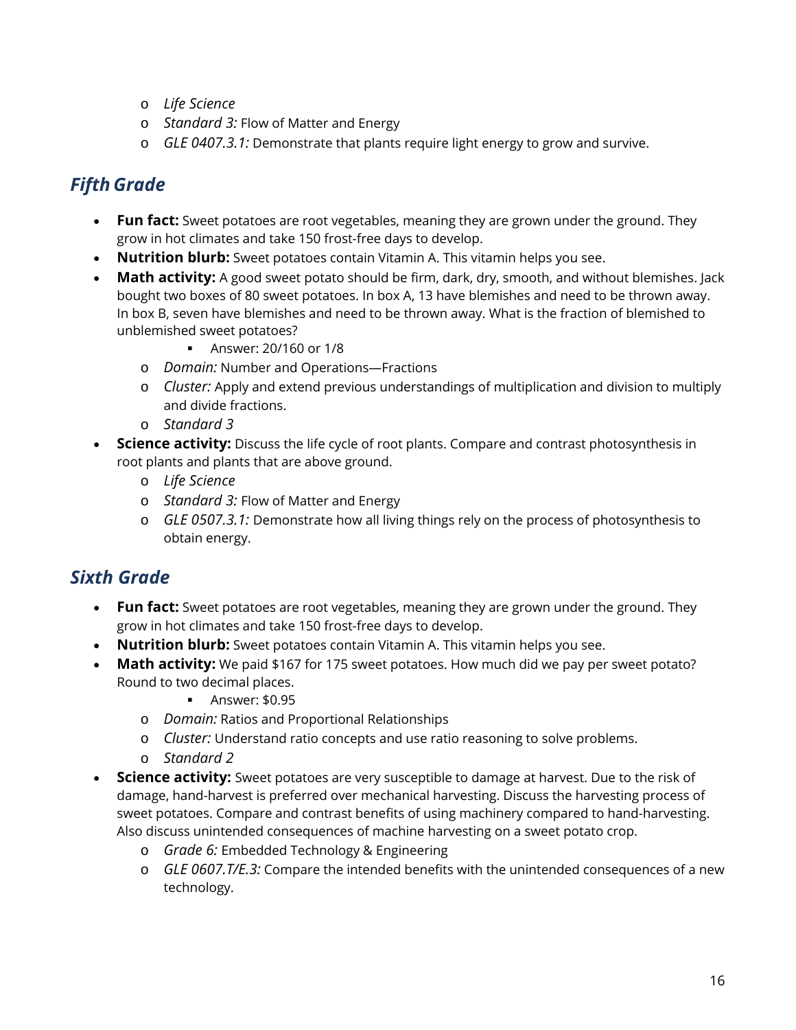- *Life Science*
  - *Standard 3:* Flow of Matter and Energy
  - *GLE 0407.3.1:* Demonstrate that plants require light energy to grow and survive.

## *Fifth Grade*

- **Fun fact:** Sweet potatoes are root vegetables, meaning they are grown under the ground. They grow in hot climates and take 150 frost-free days to develop.
- **Nutrition blurb:** Sweet potatoes contain Vitamin A. This vitamin helps you see.
- **Math activity:** A good sweet potato should be firm, dark, dry, smooth, and without blemishes. Jack bought two boxes of 80 sweet potatoes. In box A, 13 have blemishes and need to be thrown away. In box B, seven have blemishes and need to be thrown away. What is the fraction of blemished to unblemished sweet potatoes?
    - Answer: 20/160 or 1/8
  - *Domain:* Number and Operations—Fractions
  - *Cluster:* Apply and extend previous understandings of multiplication and division to multiply and divide fractions.
  - *Standard 3*
- **Science activity:** Discuss the life cycle of root plants. Compare and contrast photosynthesis in root plants and plants that are above ground.
  - *Life Science*
  - *Standard 3:* Flow of Matter and Energy
  - *GLE 0507.3.1:* Demonstrate how all living things rely on the process of photosynthesis to obtain energy.

## *Sixth Grade*

- **Fun fact:** Sweet potatoes are root vegetables, meaning they are grown under the ground. They grow in hot climates and take 150 frost-free days to develop.
- **Nutrition blurb:** Sweet potatoes contain Vitamin A. This vitamin helps you see.
- **Math activity:** We paid $167 for 175 sweet potatoes. How much did we pay per sweet potato? Round to two decimal places.
    - Answer: $0.95
  - *Domain:* Ratios and Proportional Relationships
  - *Cluster:* Understand ratio concepts and use ratio reasoning to solve problems.
  - *Standard 2*
- **Science activity:** Sweet potatoes are very susceptible to damage at harvest. Due to the risk of damage, hand-harvest is preferred over mechanical harvesting. Discuss the harvesting process of sweet potatoes. Compare and contrast benefits of using machinery compared to hand-harvesting. Also discuss unintended consequences of machine harvesting on a sweet potato crop.
  - *Grade 6:* Embedded Technology & Engineering
  - *GLE 0607.T/E.3:* Compare the intended benefits with the unintended consequences of a new technology.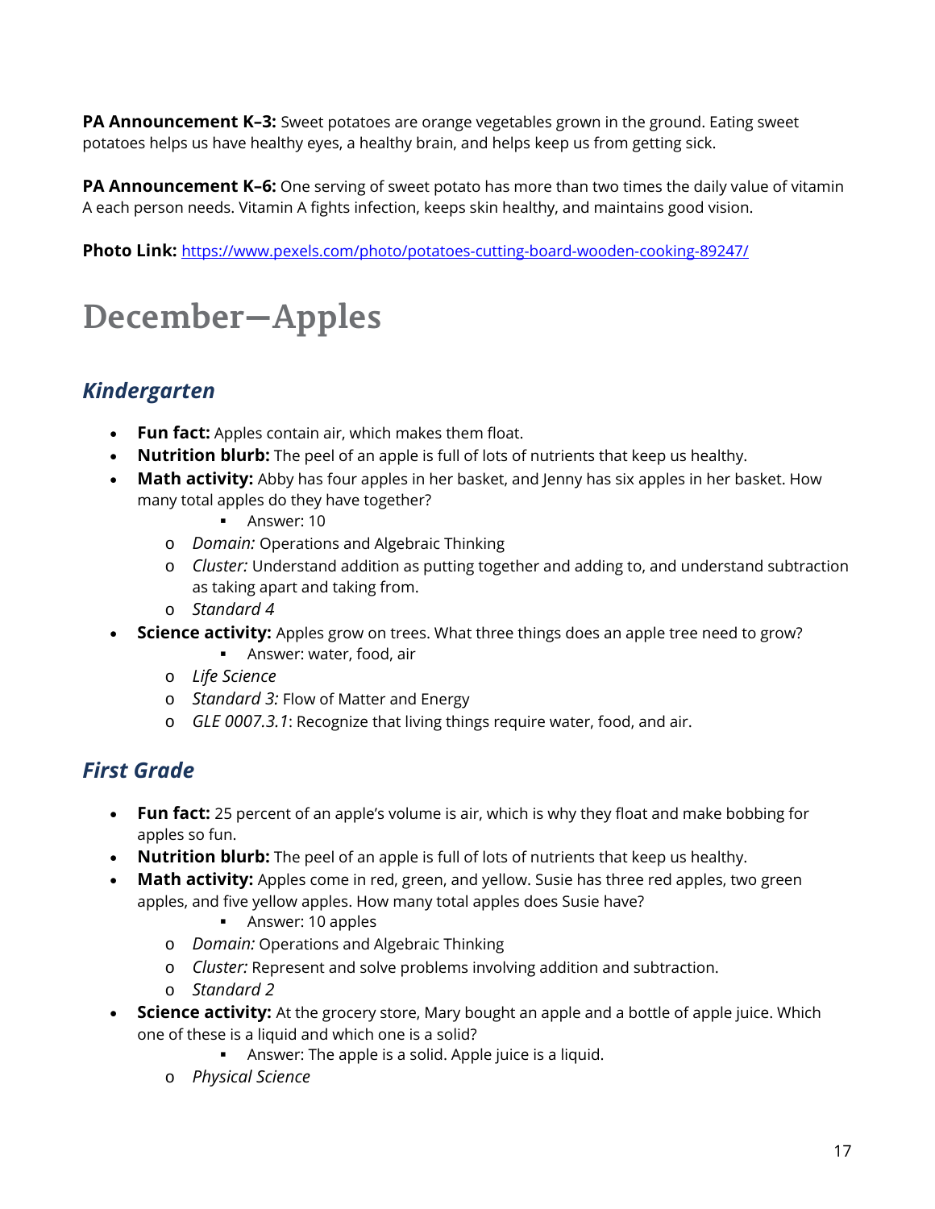**PA Announcement K–3:** Sweet potatoes are orange vegetables grown in the ground. Eating sweet potatoes helps us have healthy eyes, a healthy brain, and helps keep us from getting sick.

**PA Announcement K–6:** One serving of sweet potato has more than two times the daily value of vitamin A each person needs. Vitamin A fights infection, keeps skin healthy, and maintains good vision.

**Photo Link:** [https://www.pexels.com/photo/potatoes-cutting-board-wooden-cooking-89247/](https://www.pexels.com/photo/potatoes-cutting-board-wooden-cooking-89247/)

# December—Apples

## *Kindergarten*

- **Fun fact:** Apples contain air, which makes them float.
- **Nutrition blurb:** The peel of an apple is full of lots of nutrients that keep us healthy.
- **Math activity:** Abby has four apples in her basket, and Jenny has six apples in her basket. How many total apples do they have together?
    - Answer: 10
  - *Domain:* Operations and Algebraic Thinking
  - *Cluster:* Understand addition as putting together and adding to, and understand subtraction as taking apart and taking from.
  - *Standard 4*
- **Science activity:** Apples grow on trees. What three things does an apple tree need to grow?
    - Answer: water, food, air
  - *Life Science*
  - *Standard 3:* Flow of Matter and Energy
  - *GLE 0007.3.1*: Recognize that living things require water, food, and air.

## *First Grade*

- **Fun fact:** 25 percent of an apple's volume is air, which is why they float and make bobbing for apples so fun.
- **Nutrition blurb:** The peel of an apple is full of lots of nutrients that keep us healthy.
- **Math activity:** Apples come in red, green, and yellow. Susie has three red apples, two green apples, and five yellow apples. How many total apples does Susie have?
    - Answer: 10 apples
  - *Domain:* Operations and Algebraic Thinking
  - *Cluster:* Represent and solve problems involving addition and subtraction.
  - *Standard 2*
- **Science activity:** At the grocery store, Mary bought an apple and a bottle of apple juice. Which one of these is a liquid and which one is a solid?
    - Answer: The apple is a solid. Apple juice is a liquid.
  - *Physical Science*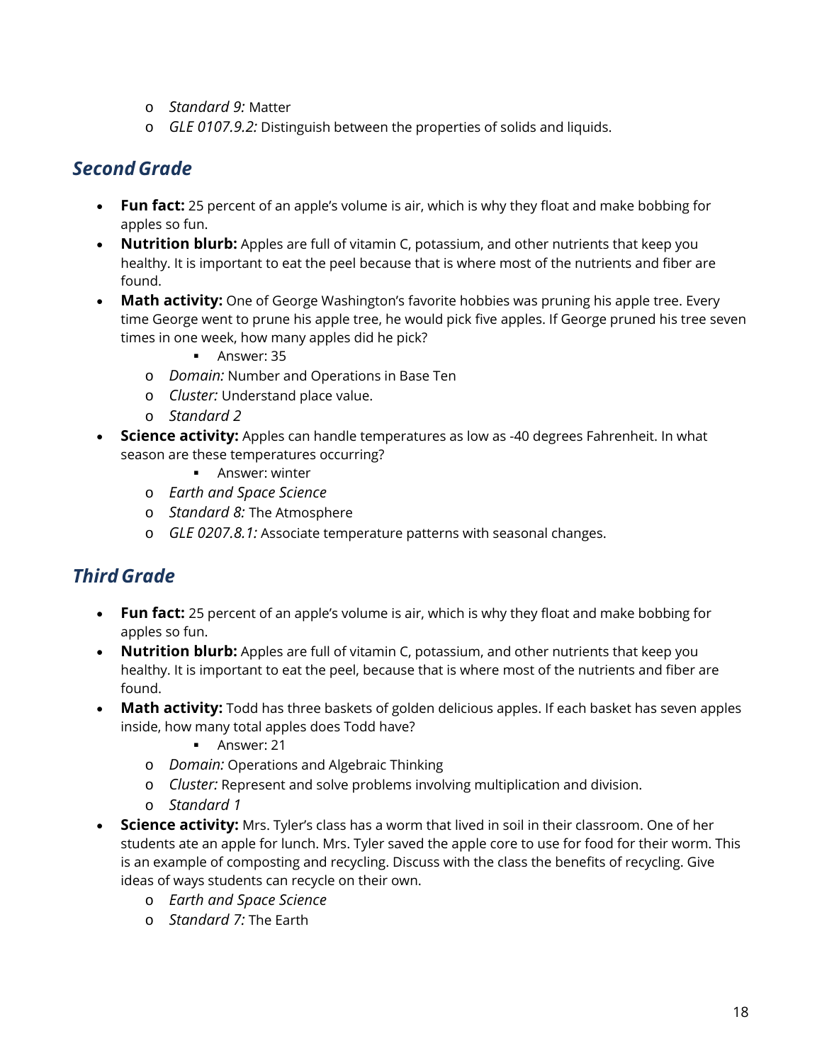- *Standard 9:* Matter
  - *GLE 0107.9.2:* Distinguish between the properties of solids and liquids.

## *Second Grade*

- **Fun fact:** 25 percent of an apple's volume is air, which is why they float and make bobbing for apples so fun.
- **Nutrition blurb:** Apples are full of vitamin C, potassium, and other nutrients that keep you healthy. It is important to eat the peel because that is where most of the nutrients and fiber are found.
- **Math activity:** One of George Washington's favorite hobbies was pruning his apple tree. Every time George went to prune his apple tree, he would pick five apples. If George pruned his tree seven times in one week, how many apples did he pick?
      - Answer: 35
  - *Domain:* Number and Operations in Base Ten
  - *Cluster:* Understand place value.
  - *Standard 2*
- **Science activity:** Apples can handle temperatures as low as -40 degrees Fahrenheit. In what season are these temperatures occurring?
      - Answer: winter
  - *Earth and Space Science*
  - *Standard 8:* The Atmosphere
  - *GLE 0207.8.1:* Associate temperature patterns with seasonal changes.

## *Third Grade*

- **Fun fact:** 25 percent of an apple's volume is air, which is why they float and make bobbing for apples so fun.
- **Nutrition blurb:** Apples are full of vitamin C, potassium, and other nutrients that keep you healthy. It is important to eat the peel, because that is where most of the nutrients and fiber are found.
- **Math activity:** Todd has three baskets of golden delicious apples. If each basket has seven apples inside, how many total apples does Todd have?
      - Answer: 21
  - *Domain:* Operations and Algebraic Thinking
  - *Cluster:* Represent and solve problems involving multiplication and division.
  - *Standard 1*
- **Science activity:** Mrs. Tyler's class has a worm that lived in soil in their classroom. One of her students ate an apple for lunch. Mrs. Tyler saved the apple core to use for food for their worm. This is an example of composting and recycling. Discuss with the class the benefits of recycling. Give ideas of ways students can recycle on their own.
  - *Earth and Space Science*
  - *Standard 7:* The Earth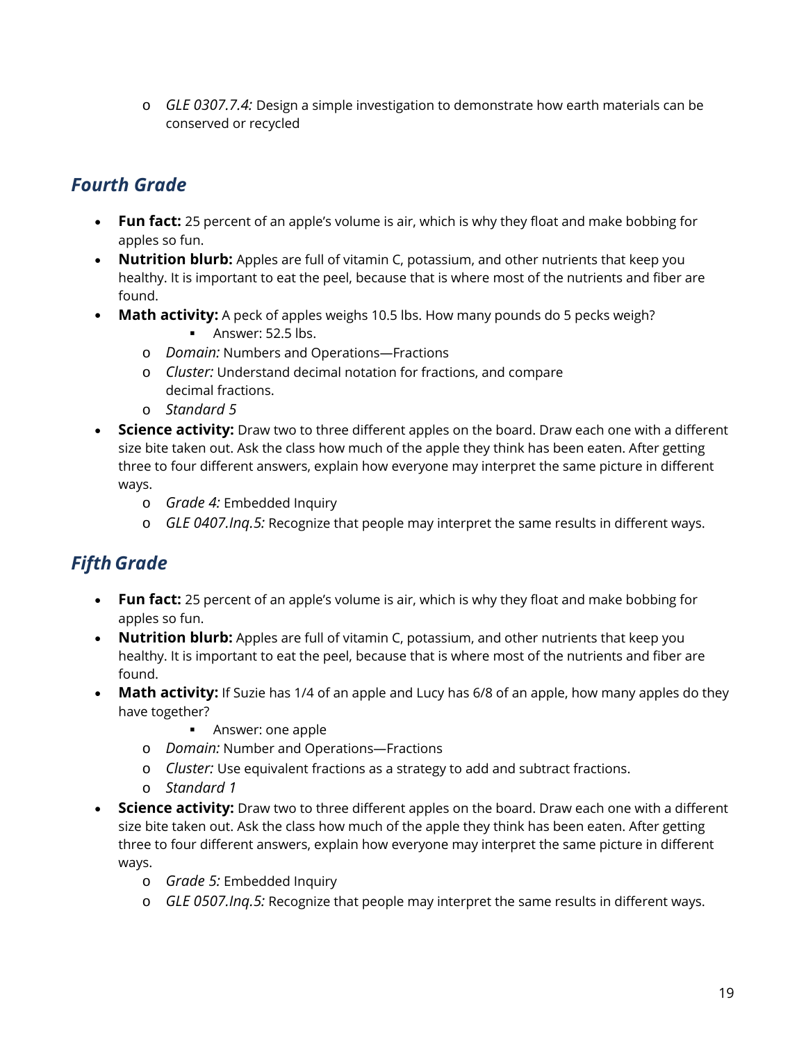- *GLE 0307.7.4:* Design a simple investigation to demonstrate how earth materials can be conserved or recycled

## *Fourth Grade*

- **Fun fact:** 25 percent of an apple's volume is air, which is why they float and make bobbing for apples so fun.
- **Nutrition blurb:** Apples are full of vitamin C, potassium, and other nutrients that keep you healthy. It is important to eat the peel, because that is where most of the nutrients and fiber are found.
- **Math activity:** A peck of apples weighs 10.5 lbs. How many pounds do 5 pecks weigh?
    - Answer: 52.5 lbs.
  - *Domain:* Numbers and Operations—Fractions
  - *Cluster:* Understand decimal notation for fractions, and compare decimal fractions.
  - *Standard 5*
- **Science activity:** Draw two to three different apples on the board. Draw each one with a different size bite taken out. Ask the class how much of the apple they think has been eaten. After getting three to four different answers, explain how everyone may interpret the same picture in different ways.
  - *Grade 4:* Embedded Inquiry
  - *GLE 0407.Inq.5:* Recognize that people may interpret the same results in different ways.

## *Fifth Grade*

- **Fun fact:** 25 percent of an apple's volume is air, which is why they float and make bobbing for apples so fun.
- **Nutrition blurb:** Apples are full of vitamin C, potassium, and other nutrients that keep you healthy. It is important to eat the peel, because that is where most of the nutrients and fiber are found.
- **Math activity:** If Suzie has 1/4 of an apple and Lucy has 6/8 of an apple, how many apples do they have together?
    - Answer: one apple
  - *Domain:* Number and Operations—Fractions
  - *Cluster:* Use equivalent fractions as a strategy to add and subtract fractions.
  - *Standard 1*
- **Science activity:** Draw two to three different apples on the board. Draw each one with a different size bite taken out. Ask the class how much of the apple they think has been eaten. After getting three to four different answers, explain how everyone may interpret the same picture in different ways.
  - *Grade 5:* Embedded Inquiry
  - *GLE 0507.Inq.5:* Recognize that people may interpret the same results in different ways.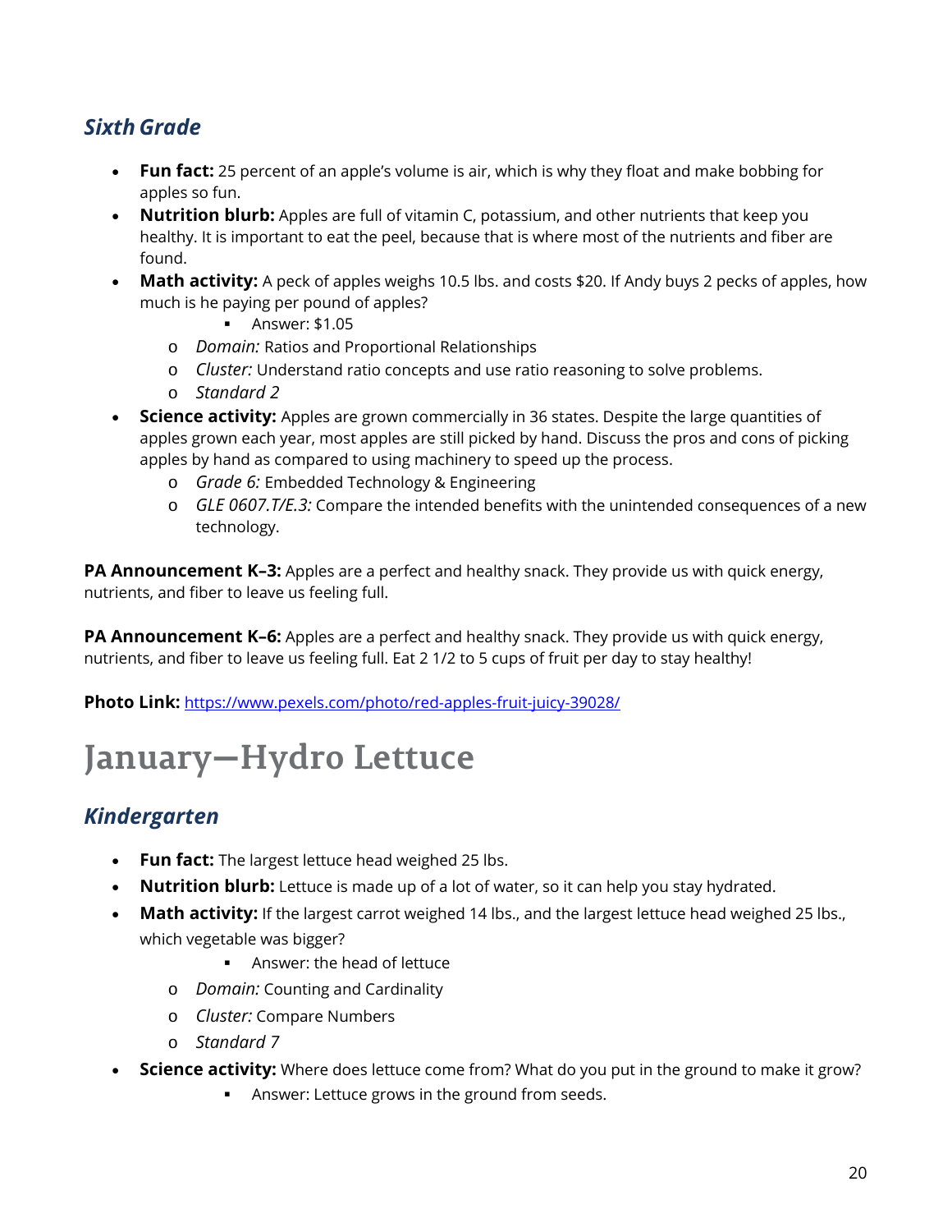### *Sixth Grade*

- **Fun fact:** 25 percent of an apple's volume is air, which is why they float and make bobbing for apples so fun.
- **Nutrition blurb:** Apples are full of vitamin C, potassium, and other nutrients that keep you healthy. It is important to eat the peel, because that is where most of the nutrients and fiber are found.
- **Math activity:** A peck of apples weighs 10.5 lbs. and costs $20. If Andy buys 2 pecks of apples, how much is he paying per pound of apples?
    - Answer: $1.05
  - *Domain:* Ratios and Proportional Relationships
  - *Cluster:* Understand ratio concepts and use ratio reasoning to solve problems.
  - *Standard 2*
- **Science activity:** Apples are grown commercially in 36 states. Despite the large quantities of apples grown each year, most apples are still picked by hand. Discuss the pros and cons of picking apples by hand as compared to using machinery to speed up the process.
  - *Grade 6:* Embedded Technology & Engineering
  - *GLE 0607.T/E.3:* Compare the intended benefits with the unintended consequences of a new technology.

**PA Announcement K–3:** Apples are a perfect and healthy snack. They provide us with quick energy, nutrients, and fiber to leave us feeling full.

**PA Announcement K–6:** Apples are a perfect and healthy snack. They provide us with quick energy, nutrients, and fiber to leave us feeling full. Eat 2 1/2 to 5 cups of fruit per day to stay healthy!

**Photo Link:** https://www.pexels.com/photo/red-apples-fruit-juicy-39028/

# January—Hydro Lettuce

### *Kindergarten*

- **Fun fact:** The largest lettuce head weighed 25 lbs.
- **Nutrition blurb:** Lettuce is made up of a lot of water, so it can help you stay hydrated.
- **Math activity:** If the largest carrot weighed 14 lbs., and the largest lettuce head weighed 25 lbs., which vegetable was bigger?
    - Answer: the head of lettuce
  - *Domain:* Counting and Cardinality
  - *Cluster:* Compare Numbers
  - *Standard 7*
- **Science activity:** Where does lettuce come from? What do you put in the ground to make it grow?
    - Answer: Lettuce grows in the ground from seeds.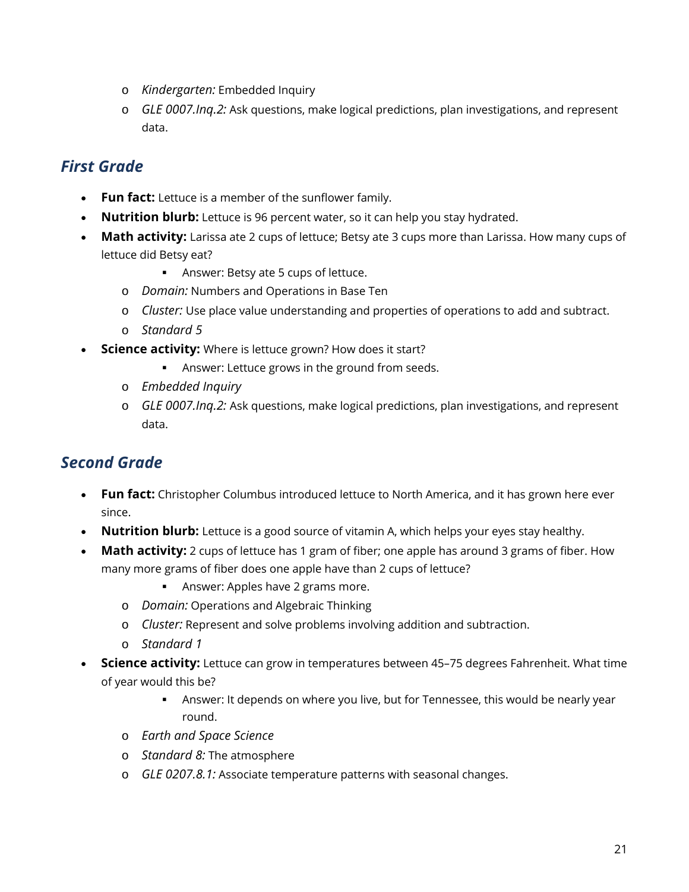- *Kindergarten:* Embedded Inquiry
- *GLE 0007.Inq.2:* Ask questions, make logical predictions, plan investigations, and represent data.

## *First Grade*

- **Fun fact:** Lettuce is a member of the sunflower family.
- **Nutrition blurb:** Lettuce is 96 percent water, so it can help you stay hydrated.
- **Math activity:** Larissa ate 2 cups of lettuce; Betsy ate 3 cups more than Larissa. How many cups of lettuce did Betsy eat?
    - Answer: Betsy ate 5 cups of lettuce.
  - *Domain:* Numbers and Operations in Base Ten
  - *Cluster:* Use place value understanding and properties of operations to add and subtract.
  - *Standard 5*
- **Science activity:** Where is lettuce grown? How does it start?
    - Answer: Lettuce grows in the ground from seeds.
  - *Embedded Inquiry*
  - *GLE 0007.Inq.2:* Ask questions, make logical predictions, plan investigations, and represent data.

## *Second Grade*

- **Fun fact:** Christopher Columbus introduced lettuce to North America, and it has grown here ever since.
- **Nutrition blurb:** Lettuce is a good source of vitamin A, which helps your eyes stay healthy.
- **Math activity:** 2 cups of lettuce has 1 gram of fiber; one apple has around 3 grams of fiber. How many more grams of fiber does one apple have than 2 cups of lettuce?
    - Answer: Apples have 2 grams more.
  - *Domain:* Operations and Algebraic Thinking
  - *Cluster:* Represent and solve problems involving addition and subtraction.
  - *Standard 1*
- **Science activity:** Lettuce can grow in temperatures between 45–75 degrees Fahrenheit. What time of year would this be?
    - Answer: It depends on where you live, but for Tennessee, this would be nearly year round.
  - *Earth and Space Science*
  - *Standard 8:* The atmosphere
  - *GLE 0207.8.1:* Associate temperature patterns with seasonal changes.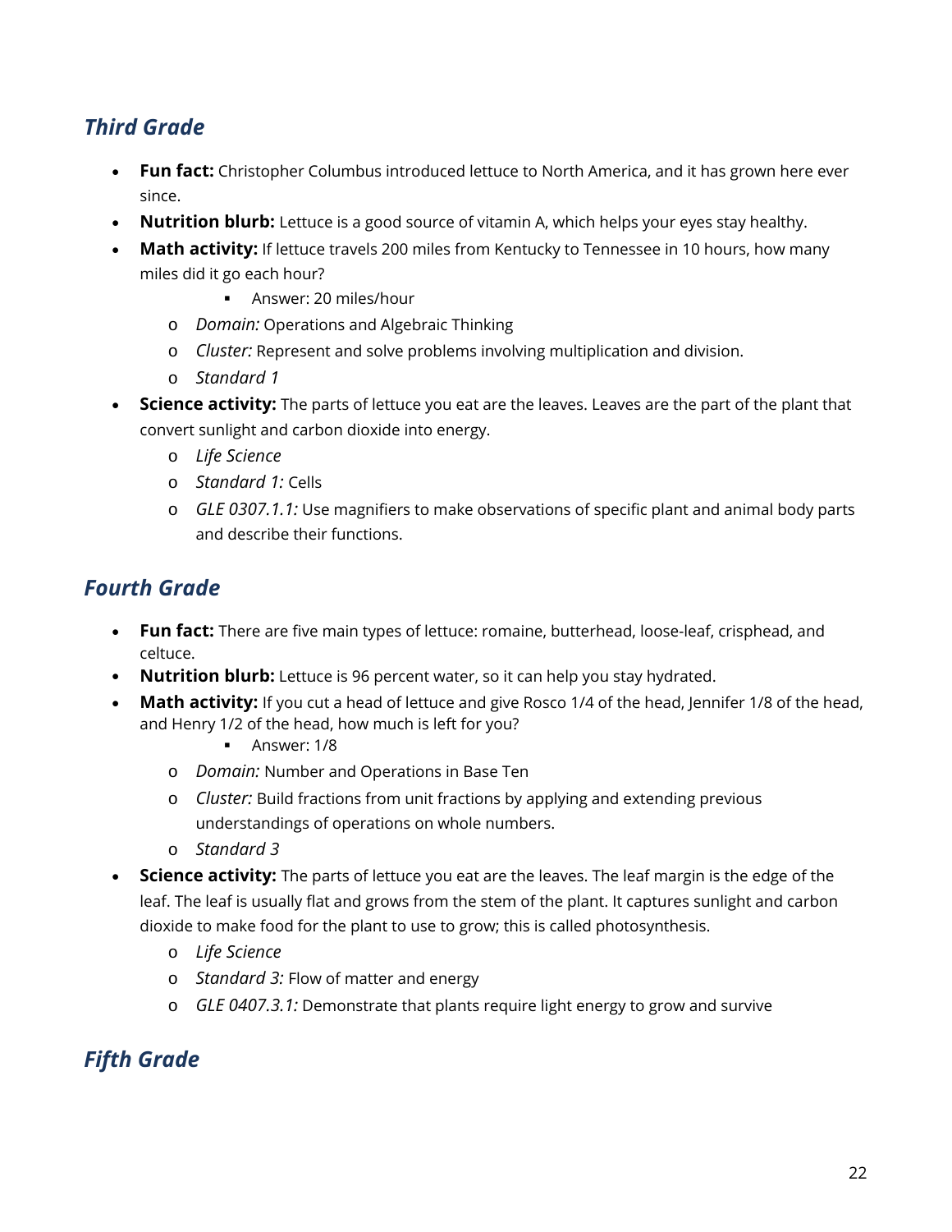## *Third Grade*

- **Fun fact:** Christopher Columbus introduced lettuce to North America, and it has grown here ever since.
- **Nutrition blurb:** Lettuce is a good source of vitamin A, which helps your eyes stay healthy.
- **Math activity:** If lettuce travels 200 miles from Kentucky to Tennessee in 10 hours, how many miles did it go each hour?
    - Answer: 20 miles/hour
  - *Domain:* Operations and Algebraic Thinking
  - *Cluster:* Represent and solve problems involving multiplication and division.
  - *Standard 1*
- **Science activity:** The parts of lettuce you eat are the leaves. Leaves are the part of the plant that convert sunlight and carbon dioxide into energy.
  - *Life Science*
  - *Standard 1:* Cells
  - *GLE 0307.1.1:* Use magnifiers to make observations of specific plant and animal body parts and describe their functions.

## *Fourth Grade*

- **Fun fact:** There are five main types of lettuce: romaine, butterhead, loose-leaf, crisphead, and celtuce.
- **Nutrition blurb:** Lettuce is 96 percent water, so it can help you stay hydrated.
- **Math activity:** If you cut a head of lettuce and give Rosco 1/4 of the head, Jennifer 1/8 of the head, and Henry 1/2 of the head, how much is left for you?
    - Answer: 1/8
  - *Domain:* Number and Operations in Base Ten
  - *Cluster:* Build fractions from unit fractions by applying and extending previous understandings of operations on whole numbers.
  - *Standard 3*
- **Science activity:** The parts of lettuce you eat are the leaves. The leaf margin is the edge of the leaf. The leaf is usually flat and grows from the stem of the plant. It captures sunlight and carbon dioxide to make food for the plant to use to grow; this is called photosynthesis.
  - *Life Science*
  - *Standard 3:* Flow of matter and energy
  - *GLE 0407.3.1:* Demonstrate that plants require light energy to grow and survive

## *Fifth Grade*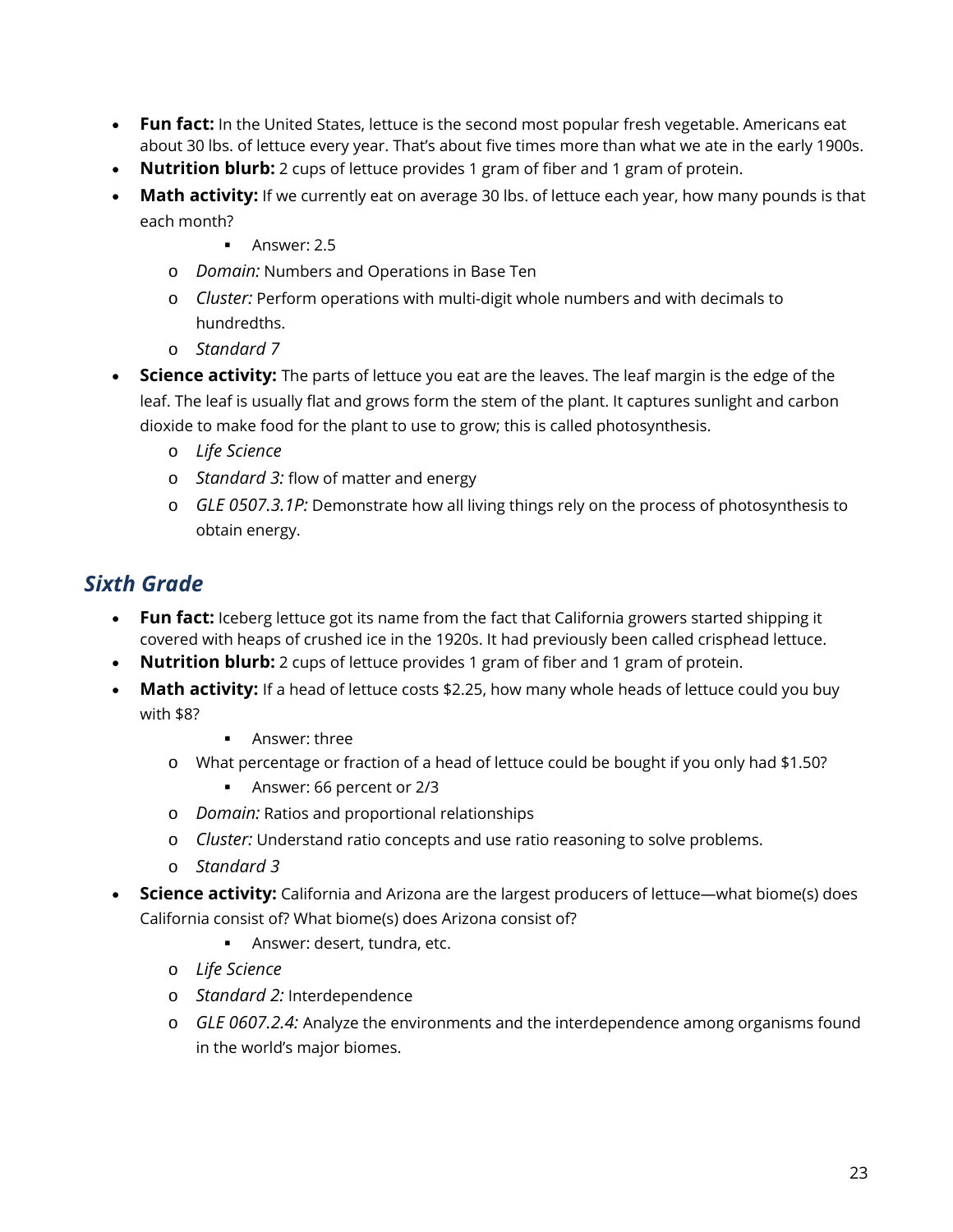- **Fun fact:** In the United States, lettuce is the second most popular fresh vegetable. Americans eat about 30 lbs. of lettuce every year. That's about five times more than what we ate in the early 1900s.
- **Nutrition blurb:** 2 cups of lettuce provides 1 gram of fiber and 1 gram of protein.
- **Math activity:** If we currently eat on average 30 lbs. of lettuce each year, how many pounds is that each month?
    - Answer: 2.5
  - *Domain:* Numbers and Operations in Base Ten
  - *Cluster:* Perform operations with multi-digit whole numbers and with decimals to hundredths.
  - *Standard 7*
- **Science activity:** The parts of lettuce you eat are the leaves. The leaf margin is the edge of the leaf. The leaf is usually flat and grows form the stem of the plant. It captures sunlight and carbon dioxide to make food for the plant to use to grow; this is called photosynthesis.
  - *Life Science*
  - *Standard 3:* flow of matter and energy
  - *GLE 0507.3.1P:* Demonstrate how all living things rely on the process of photosynthesis to obtain energy.

## *Sixth Grade*

- **Fun fact:** Iceberg lettuce got its name from the fact that California growers started shipping it covered with heaps of crushed ice in the 1920s. It had previously been called crisphead lettuce.
- **Nutrition blurb:** 2 cups of lettuce provides 1 gram of fiber and 1 gram of protein.
- **Math activity:** If a head of lettuce costs $2.25, how many whole heads of lettuce could you buy with $8?
    - Answer: three
  - What percentage or fraction of a head of lettuce could be bought if you only had $1.50?
    - Answer: 66 percent or 2/3
  - *Domain:* Ratios and proportional relationships
  - *Cluster:* Understand ratio concepts and use ratio reasoning to solve problems.
  - *Standard 3*
- **Science activity:** California and Arizona are the largest producers of lettuce—what biome(s) does California consist of? What biome(s) does Arizona consist of?
    - Answer: desert, tundra, etc.
  - *Life Science*
  - *Standard 2:* Interdependence
  - *GLE 0607.2.4:* Analyze the environments and the interdependence among organisms found in the world's major biomes.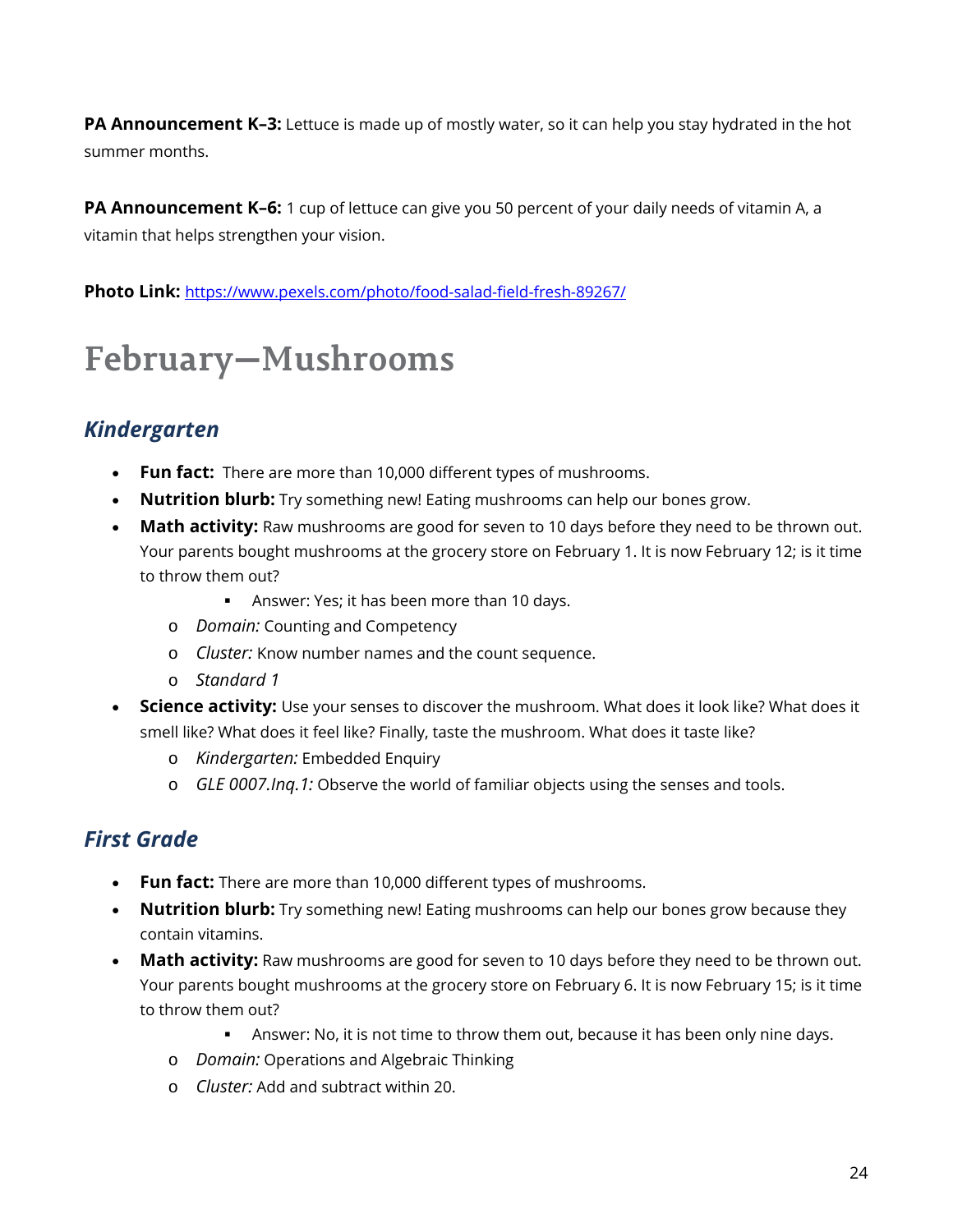**PA Announcement K–3:** Lettuce is made up of mostly water, so it can help you stay hydrated in the hot summer months.

**PA Announcement K–6:** 1 cup of lettuce can give you 50 percent of your daily needs of vitamin A, a vitamin that helps strengthen your vision.

**Photo Link:** https://www.pexels.com/photo/food-salad-field-fresh-89267/

# February—Mushrooms

## *Kindergarten*

- **Fun fact:** There are more than 10,000 different types of mushrooms.
- **Nutrition blurb:** Try something new! Eating mushrooms can help our bones grow.
- **Math activity:** Raw mushrooms are good for seven to 10 days before they need to be thrown out. Your parents bought mushrooms at the grocery store on February 1. It is now February 12; is it time to throw them out?
    - Answer: Yes; it has been more than 10 days.
  - *Domain:* Counting and Competency
  - *Cluster:* Know number names and the count sequence.
  - *Standard 1*
- **Science activity:** Use your senses to discover the mushroom. What does it look like? What does it smell like? What does it feel like? Finally, taste the mushroom. What does it taste like?
  - *Kindergarten:* Embedded Enquiry
  - *GLE 0007.Inq.1:* Observe the world of familiar objects using the senses and tools.

## *First Grade*

- **Fun fact:** There are more than 10,000 different types of mushrooms.
- **Nutrition blurb:** Try something new! Eating mushrooms can help our bones grow because they contain vitamins.
- **Math activity:** Raw mushrooms are good for seven to 10 days before they need to be thrown out. Your parents bought mushrooms at the grocery store on February 6. It is now February 15; is it time to throw them out?
    - Answer: No, it is not time to throw them out, because it has been only nine days.
  - *Domain:* Operations and Algebraic Thinking
  - *Cluster:* Add and subtract within 20.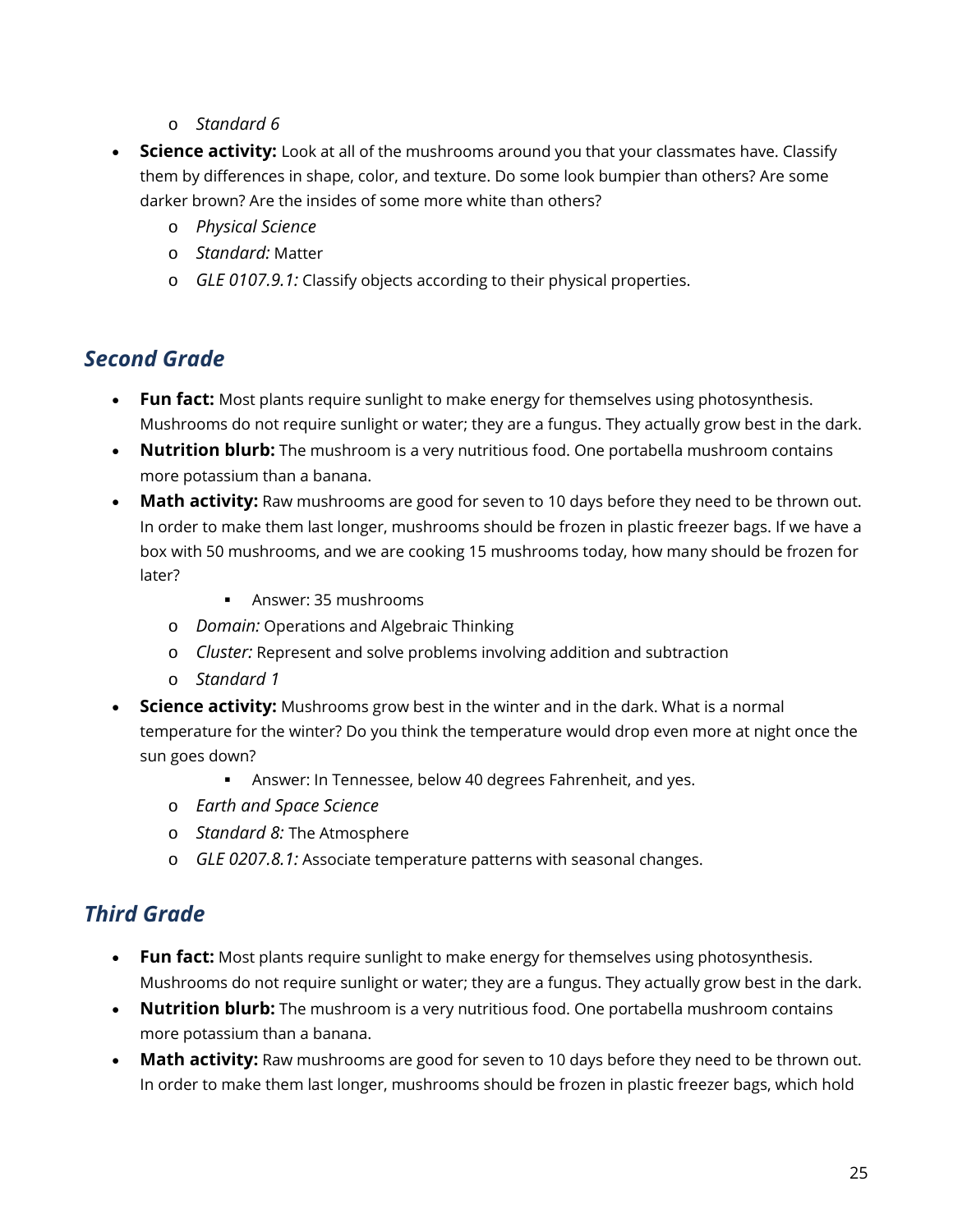- *Standard 6*
- **Science activity:** Look at all of the mushrooms around you that your classmates have. Classify them by differences in shape, color, and texture. Do some look bumpier than others? Are some darker brown? Are the insides of some more white than others?
    - *Physical Science*
    - *Standard:* Matter
    - *GLE 0107.9.1:* Classify objects according to their physical properties.

## *Second Grade*

- **Fun fact:** Most plants require sunlight to make energy for themselves using photosynthesis. Mushrooms do not require sunlight or water; they are a fungus. They actually grow best in the dark.
- **Nutrition blurb:** The mushroom is a very nutritious food. One portabella mushroom contains more potassium than a banana.
- **Math activity:** Raw mushrooms are good for seven to 10 days before they need to be thrown out. In order to make them last longer, mushrooms should be frozen in plastic freezer bags. If we have a box with 50 mushrooms, and we are cooking 15 mushrooms today, how many should be frozen for later?
        - Answer: 35 mushrooms
    - *Domain:* Operations and Algebraic Thinking
    - *Cluster:* Represent and solve problems involving addition and subtraction
    - *Standard 1*
- **Science activity:** Mushrooms grow best in the winter and in the dark. What is a normal temperature for the winter? Do you think the temperature would drop even more at night once the sun goes down?
        - Answer: In Tennessee, below 40 degrees Fahrenheit, and yes.
    - *Earth and Space Science*
    - *Standard 8:* The Atmosphere
    - *GLE 0207.8.1:* Associate temperature patterns with seasonal changes.

## *Third Grade*

- **Fun fact:** Most plants require sunlight to make energy for themselves using photosynthesis. Mushrooms do not require sunlight or water; they are a fungus. They actually grow best in the dark.
- **Nutrition blurb:** The mushroom is a very nutritious food. One portabella mushroom contains more potassium than a banana.
- **Math activity:** Raw mushrooms are good for seven to 10 days before they need to be thrown out. In order to make them last longer, mushrooms should be frozen in plastic freezer bags, which hold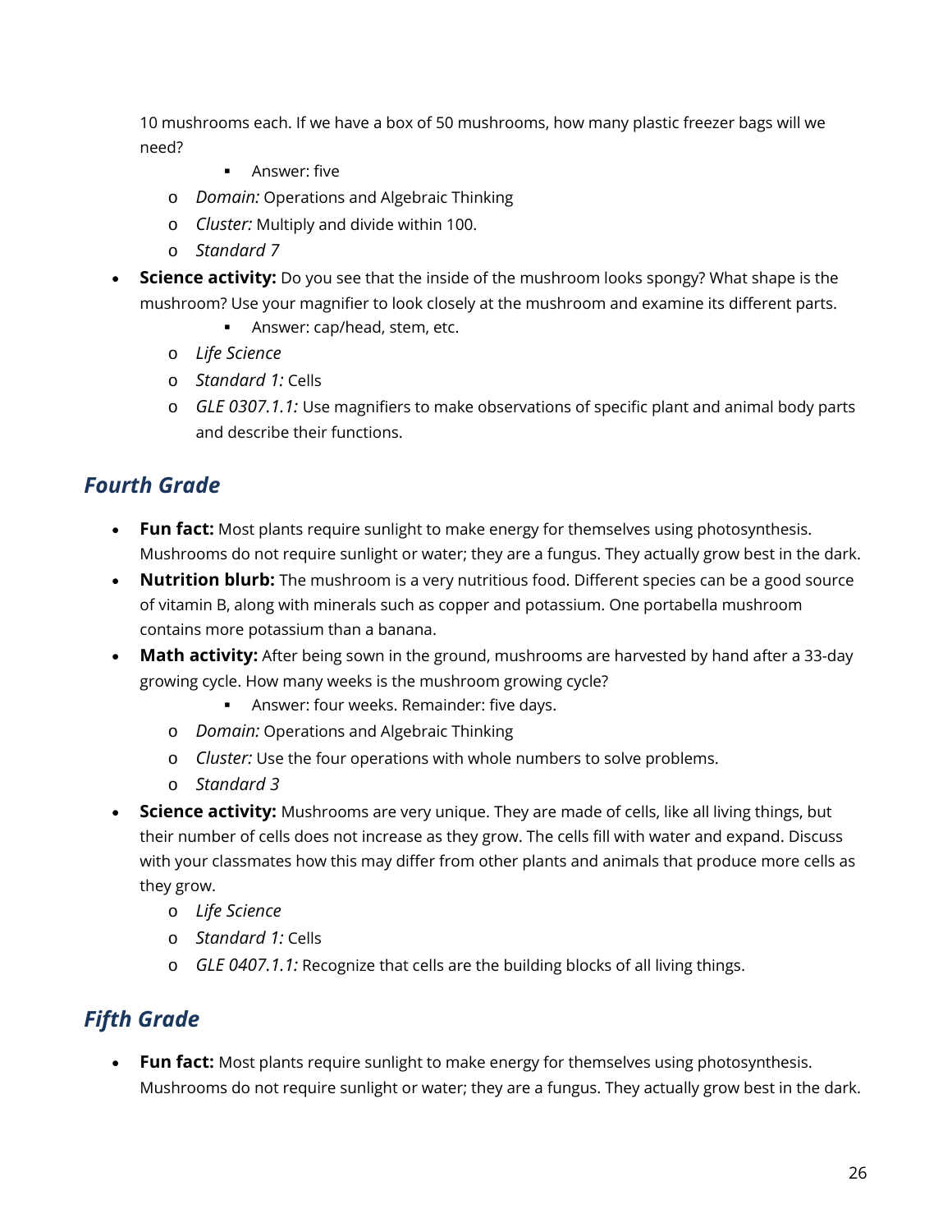10 mushrooms each. If we have a box of 50 mushrooms, how many plastic freezer bags will we need?

        - Answer: five
    - *Domain:* Operations and Algebraic Thinking
    - *Cluster:* Multiply and divide within 100.
    - *Standard 7*
- **Science activity:** Do you see that the inside of the mushroom looks spongy? What shape is the mushroom? Use your magnifier to look closely at the mushroom and examine its different parts.
        - Answer: cap/head, stem, etc.
    - *Life Science*
    - *Standard 1:* Cells
    - *GLE 0307.1.1:* Use magnifiers to make observations of specific plant and animal body parts and describe their functions.

## *Fourth Grade*

- **Fun fact:** Most plants require sunlight to make energy for themselves using photosynthesis. Mushrooms do not require sunlight or water; they are a fungus. They actually grow best in the dark.
- **Nutrition blurb:** The mushroom is a very nutritious food. Different species can be a good source of vitamin B, along with minerals such as copper and potassium. One portabella mushroom contains more potassium than a banana.
- **Math activity:** After being sown in the ground, mushrooms are harvested by hand after a 33-day growing cycle. How many weeks is the mushroom growing cycle?
        - Answer: four weeks. Remainder: five days.
    - *Domain:* Operations and Algebraic Thinking
    - *Cluster:* Use the four operations with whole numbers to solve problems.
    - *Standard 3*
- **Science activity:** Mushrooms are very unique. They are made of cells, like all living things, but their number of cells does not increase as they grow. The cells fill with water and expand. Discuss with your classmates how this may differ from other plants and animals that produce more cells as they grow.
    - *Life Science*
    - *Standard 1:* Cells
    - *GLE 0407.1.1:* Recognize that cells are the building blocks of all living things.

## *Fifth Grade*

- **Fun fact:** Most plants require sunlight to make energy for themselves using photosynthesis. Mushrooms do not require sunlight or water; they are a fungus. They actually grow best in the dark.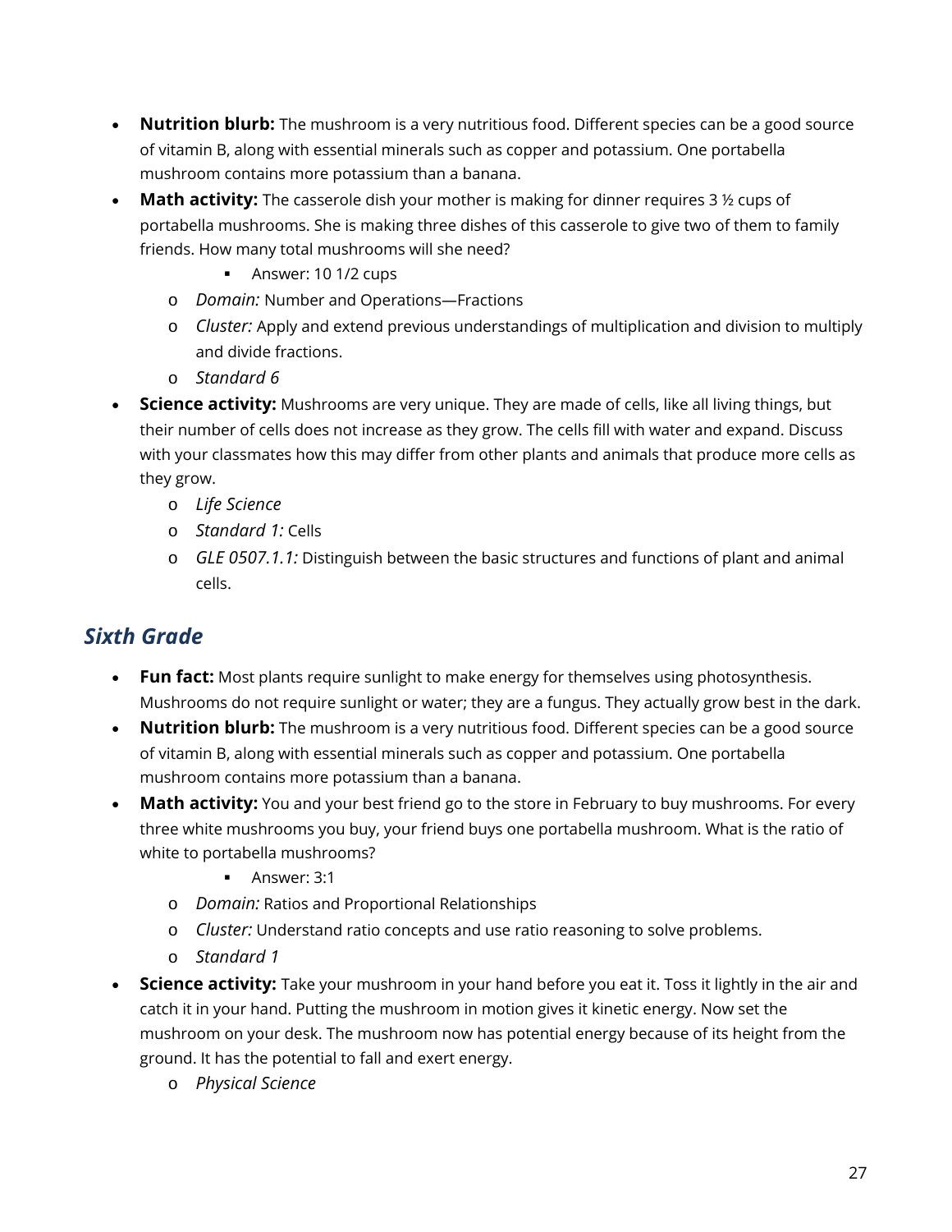- **Nutrition blurb:** The mushroom is a very nutritious food. Different species can be a good source of vitamin B, along with essential minerals such as copper and potassium. One portabella mushroom contains more potassium than a banana.
- **Math activity:** The casserole dish your mother is making for dinner requires 3 ½ cups of portabella mushrooms. She is making three dishes of this casserole to give two of them to family friends. How many total mushrooms will she need?
    - Answer: 10 1/2 cups
  - *Domain:* Number and Operations—Fractions
  - *Cluster:* Apply and extend previous understandings of multiplication and division to multiply and divide fractions.
  - *Standard 6*
- **Science activity:** Mushrooms are very unique. They are made of cells, like all living things, but their number of cells does not increase as they grow. The cells fill with water and expand. Discuss with your classmates how this may differ from other plants and animals that produce more cells as they grow.
  - *Life Science*
  - *Standard 1:* Cells
  - *GLE 0507.1.1:* Distinguish between the basic structures and functions of plant and animal cells.

## *Sixth Grade*

- **Fun fact:** Most plants require sunlight to make energy for themselves using photosynthesis. Mushrooms do not require sunlight or water; they are a fungus. They actually grow best in the dark.
- **Nutrition blurb:** The mushroom is a very nutritious food. Different species can be a good source of vitamin B, along with essential minerals such as copper and potassium. One portabella mushroom contains more potassium than a banana.
- **Math activity:** You and your best friend go to the store in February to buy mushrooms. For every three white mushrooms you buy, your friend buys one portabella mushroom. What is the ratio of white to portabella mushrooms?
    - Answer: 3:1
  - *Domain:* Ratios and Proportional Relationships
  - *Cluster:* Understand ratio concepts and use ratio reasoning to solve problems.
  - *Standard 1*
- **Science activity:** Take your mushroom in your hand before you eat it. Toss it lightly in the air and catch it in your hand. Putting the mushroom in motion gives it kinetic energy. Now set the mushroom on your desk. The mushroom now has potential energy because of its height from the ground. It has the potential to fall and exert energy.
  - *Physical Science*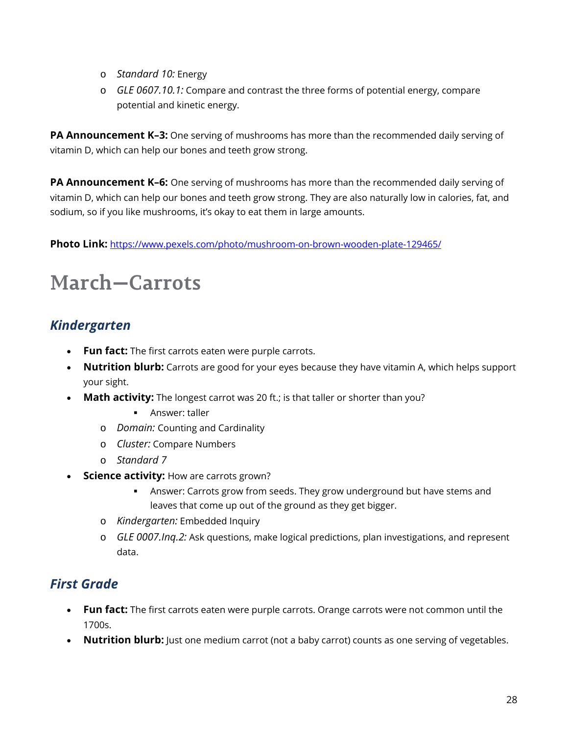- *Standard 10:* Energy
- *GLE 0607.10.1:* Compare and contrast the three forms of potential energy, compare potential and kinetic energy.

**PA Announcement K–3:** One serving of mushrooms has more than the recommended daily serving of vitamin D, which can help our bones and teeth grow strong.

**PA Announcement K–6:** One serving of mushrooms has more than the recommended daily serving of vitamin D, which can help our bones and teeth grow strong. They are also naturally low in calories, fat, and sodium, so if you like mushrooms, it's okay to eat them in large amounts.

**Photo Link:** https://www.pexels.com/photo/mushroom-on-brown-wooden-plate-129465/

# March—Carrots

## *Kindergarten*

- **Fun fact:** The first carrots eaten were purple carrots.
- **Nutrition blurb:** Carrots are good for your eyes because they have vitamin A, which helps support your sight.
- **Math activity:** The longest carrot was 20 ft.; is that taller or shorter than you?
    - Answer: taller
  - *Domain:* Counting and Cardinality
  - *Cluster:* Compare Numbers
  - *Standard 7*
- **Science activity:** How are carrots grown?
    - Answer: Carrots grow from seeds. They grow underground but have stems and leaves that come up out of the ground as they get bigger.
  - *Kindergarten:* Embedded Inquiry
  - *GLE 0007.Inq.2:* Ask questions, make logical predictions, plan investigations, and represent data.

## *First Grade*

- **Fun fact:** The first carrots eaten were purple carrots. Orange carrots were not common until the 1700s.
- **Nutrition blurb:** Just one medium carrot (not a baby carrot) counts as one serving of vegetables.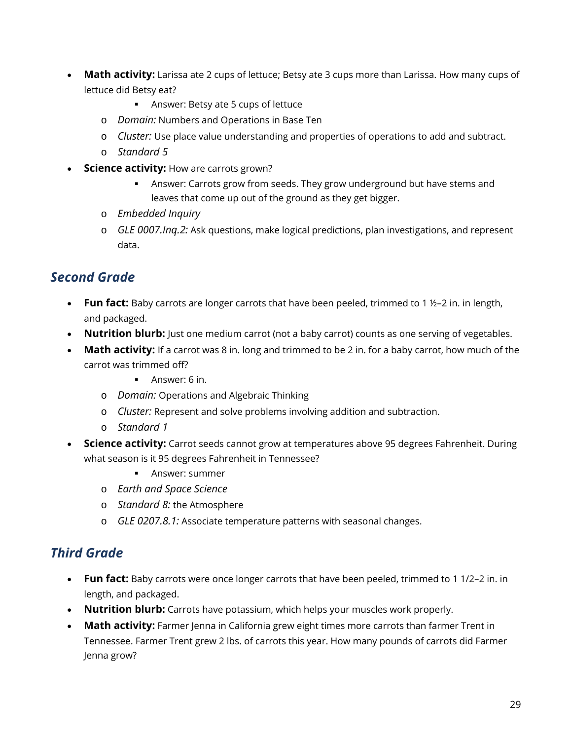- **Math activity:** Larissa ate 2 cups of lettuce; Betsy ate 3 cups more than Larissa. How many cups of lettuce did Betsy eat?
    - Answer: Betsy ate 5 cups of lettuce
  - *Domain:* Numbers and Operations in Base Ten
  - *Cluster:* Use place value understanding and properties of operations to add and subtract.
  - *Standard 5*
- **Science activity:** How are carrots grown?
    - Answer: Carrots grow from seeds. They grow underground but have stems and leaves that come up out of the ground as they get bigger.
  - *Embedded Inquiry*
  - *GLE 0007.Inq.2:* Ask questions, make logical predictions, plan investigations, and represent data.

## Second Grade

- **Fun fact:** Baby carrots are longer carrots that have been peeled, trimmed to 1 ½–2 in. in length, and packaged.
- **Nutrition blurb:** Just one medium carrot (not a baby carrot) counts as one serving of vegetables.
- **Math activity:** If a carrot was 8 in. long and trimmed to be 2 in. for a baby carrot, how much of the carrot was trimmed off?
    - Answer: 6 in.
  - *Domain:* Operations and Algebraic Thinking
  - *Cluster:* Represent and solve problems involving addition and subtraction.
  - *Standard 1*
- **Science activity:** Carrot seeds cannot grow at temperatures above 95 degrees Fahrenheit. During what season is it 95 degrees Fahrenheit in Tennessee?
    - Answer: summer
  - *Earth and Space Science*
  - *Standard 8:* the Atmosphere
  - *GLE 0207.8.1:* Associate temperature patterns with seasonal changes.

## Third Grade

- **Fun fact:** Baby carrots were once longer carrots that have been peeled, trimmed to 1 1/2–2 in. in length, and packaged.
- **Nutrition blurb:** Carrots have potassium, which helps your muscles work properly.
- **Math activity:** Farmer Jenna in California grew eight times more carrots than farmer Trent in Tennessee. Farmer Trent grew 2 lbs. of carrots this year. How many pounds of carrots did Farmer Jenna grow?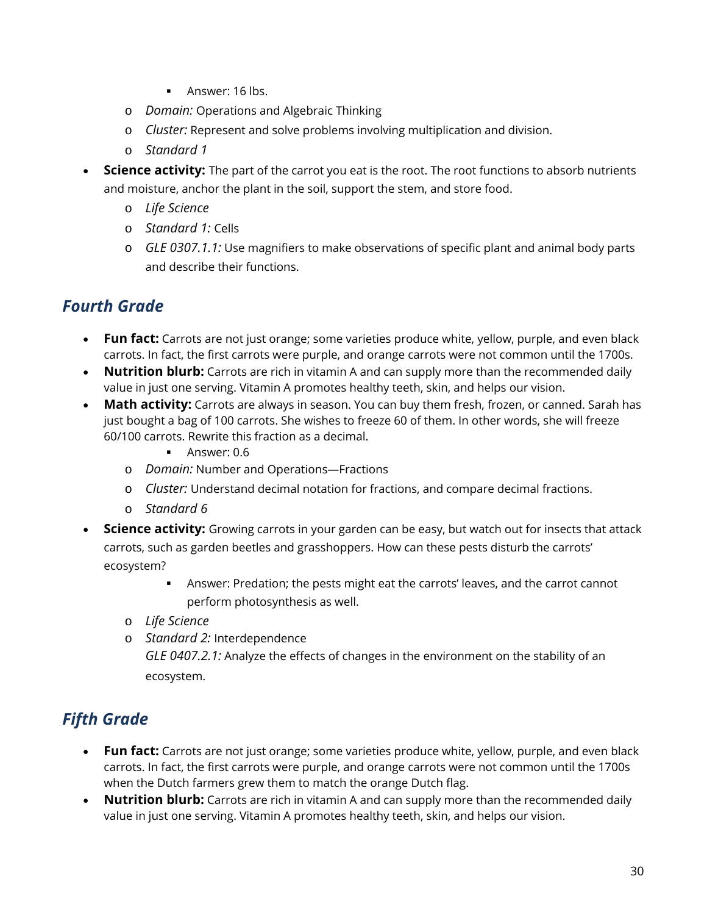- Answer: 16 lbs.
  - *Domain:* Operations and Algebraic Thinking
  - *Cluster:* Represent and solve problems involving multiplication and division.
  - *Standard 1*
- **Science activity:** The part of the carrot you eat is the root. The root functions to absorb nutrients and moisture, anchor the plant in the soil, support the stem, and store food.
  - *Life Science*
  - *Standard 1:* Cells
  - *GLE 0307.1.1:* Use magnifiers to make observations of specific plant and animal body parts and describe their functions.

## Fourth Grade

- **Fun fact:** Carrots are not just orange; some varieties produce white, yellow, purple, and even black carrots. In fact, the first carrots were purple, and orange carrots were not common until the 1700s.
- **Nutrition blurb:** Carrots are rich in vitamin A and can supply more than the recommended daily value in just one serving. Vitamin A promotes healthy teeth, skin, and helps our vision.
- **Math activity:** Carrots are always in season. You can buy them fresh, frozen, or canned. Sarah has just bought a bag of 100 carrots. She wishes to freeze 60 of them. In other words, she will freeze 60/100 carrots. Rewrite this fraction as a decimal.
    - Answer: 0.6
  - *Domain:* Number and Operations—Fractions
  - *Cluster:* Understand decimal notation for fractions, and compare decimal fractions.
  - *Standard 6*
- **Science activity:** Growing carrots in your garden can be easy, but watch out for insects that attack carrots, such as garden beetles and grasshoppers. How can these pests disturb the carrots' ecosystem?
    - Answer: Predation; the pests might eat the carrots' leaves, and the carrot cannot perform photosynthesis as well.
  - *Life Science*
  - *Standard 2:* Interdependence
    *GLE 0407.2.1:* Analyze the effects of changes in the environment on the stability of an ecosystem.

## Fifth Grade

- **Fun fact:** Carrots are not just orange; some varieties produce white, yellow, purple, and even black carrots. In fact, the first carrots were purple, and orange carrots were not common until the 1700s when the Dutch farmers grew them to match the orange Dutch flag.
- **Nutrition blurb:** Carrots are rich in vitamin A and can supply more than the recommended daily value in just one serving. Vitamin A promotes healthy teeth, skin, and helps our vision.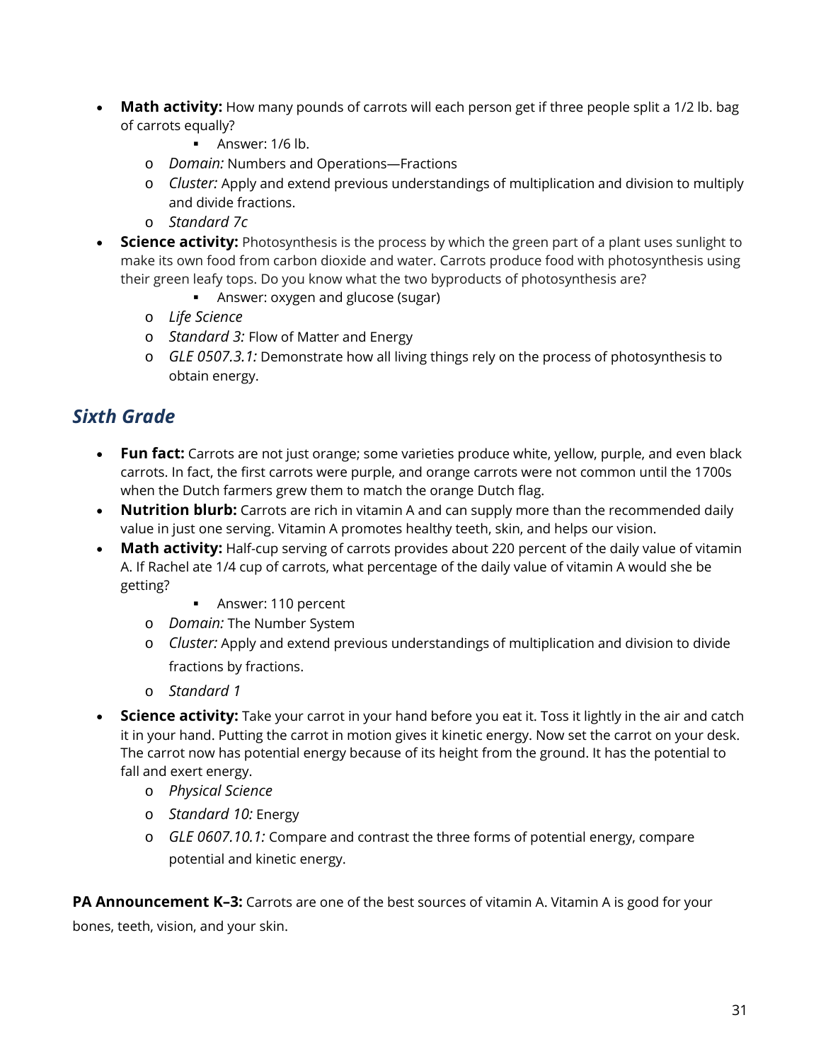- **Math activity:** How many pounds of carrots will each person get if three people split a 1/2 lb. bag of carrots equally?
    - Answer: 1/6 lb.
  - *Domain:* Numbers and Operations—Fractions
  - *Cluster:* Apply and extend previous understandings of multiplication and division to multiply and divide fractions.
  - *Standard 7c*
- **Science activity:** Photosynthesis is the process by which the green part of a plant uses sunlight to make its own food from carbon dioxide and water. Carrots produce food with photosynthesis using their green leafy tops. Do you know what the two byproducts of photosynthesis are?
    - Answer: oxygen and glucose (sugar)
  - *Life Science*
  - *Standard 3:* Flow of Matter and Energy
  - *GLE 0507.3.1:* Demonstrate how all living things rely on the process of photosynthesis to obtain energy.

## *Sixth Grade*

- **Fun fact:** Carrots are not just orange; some varieties produce white, yellow, purple, and even black carrots. In fact, the first carrots were purple, and orange carrots were not common until the 1700s when the Dutch farmers grew them to match the orange Dutch flag.
- **Nutrition blurb:** Carrots are rich in vitamin A and can supply more than the recommended daily value in just one serving. Vitamin A promotes healthy teeth, skin, and helps our vision.
- **Math activity:** Half-cup serving of carrots provides about 220 percent of the daily value of vitamin A. If Rachel ate 1/4 cup of carrots, what percentage of the daily value of vitamin A would she be getting?
    - Answer: 110 percent
  - *Domain:* The Number System
  - *Cluster:* Apply and extend previous understandings of multiplication and division to divide fractions by fractions.
  - *Standard 1*
- **Science activity:** Take your carrot in your hand before you eat it. Toss it lightly in the air and catch it in your hand. Putting the carrot in motion gives it kinetic energy. Now set the carrot on your desk. The carrot now has potential energy because of its height from the ground. It has the potential to fall and exert energy.
  - *Physical Science*
  - *Standard 10:* Energy
  - *GLE 0607.10.1:* Compare and contrast the three forms of potential energy, compare potential and kinetic energy.

**PA Announcement K–3:** Carrots are one of the best sources of vitamin A. Vitamin A is good for your bones, teeth, vision, and your skin.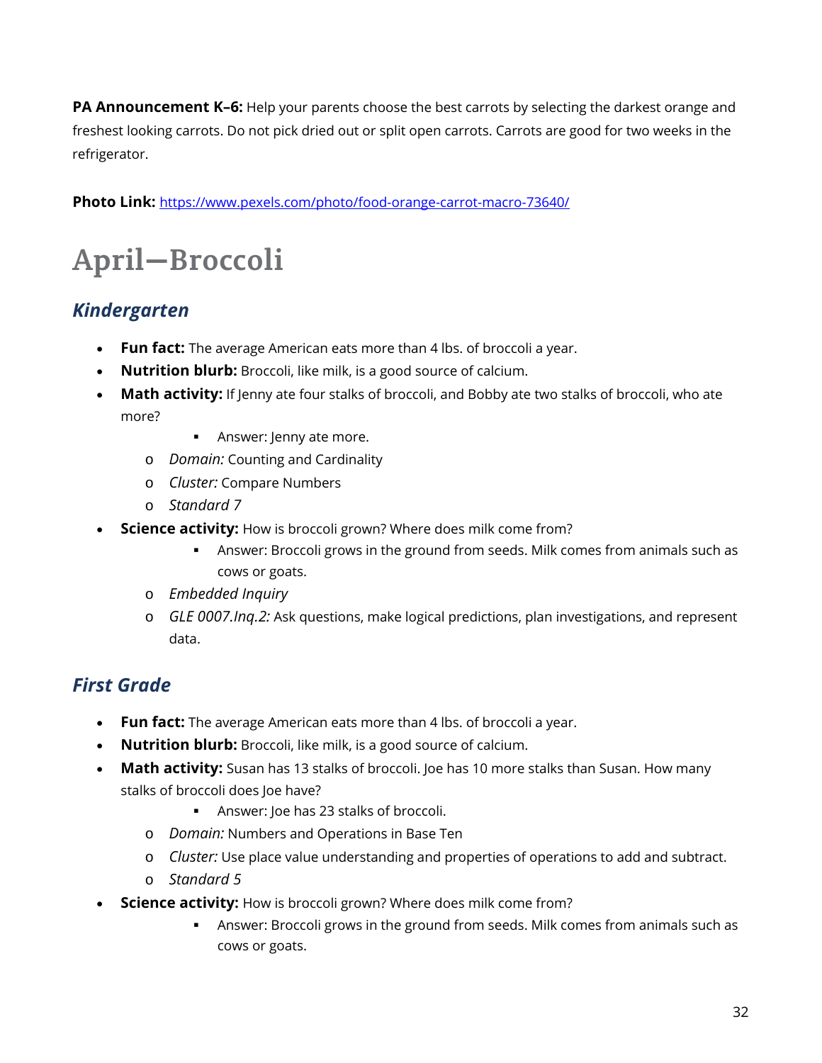**PA Announcement K–6:** Help your parents choose the best carrots by selecting the darkest orange and freshest looking carrots. Do not pick dried out or split open carrots. Carrots are good for two weeks in the refrigerator.

**Photo Link:** https://www.pexels.com/photo/food-orange-carrot-macro-73640/

# April—Broccoli

## *Kindergarten*

- **Fun fact:** The average American eats more than 4 lbs. of broccoli a year.
- **Nutrition blurb:** Broccoli, like milk, is a good source of calcium.
- **Math activity:** If Jenny ate four stalks of broccoli, and Bobby ate two stalks of broccoli, who ate more?
    - Answer: Jenny ate more.
  - *Domain:* Counting and Cardinality
  - *Cluster:* Compare Numbers
  - *Standard 7*
- **Science activity:** How is broccoli grown? Where does milk come from?
    - Answer: Broccoli grows in the ground from seeds. Milk comes from animals such as cows or goats.
  - *Embedded Inquiry*
  - *GLE 0007.Inq.2:* Ask questions, make logical predictions, plan investigations, and represent data.

## *First Grade*

- **Fun fact:** The average American eats more than 4 lbs. of broccoli a year.
- **Nutrition blurb:** Broccoli, like milk, is a good source of calcium.
- **Math activity:** Susan has 13 stalks of broccoli. Joe has 10 more stalks than Susan. How many stalks of broccoli does Joe have?
    - Answer: Joe has 23 stalks of broccoli.
  - *Domain:* Numbers and Operations in Base Ten
  - *Cluster:* Use place value understanding and properties of operations to add and subtract.
  - *Standard 5*
- **Science activity:** How is broccoli grown? Where does milk come from?
    - Answer: Broccoli grows in the ground from seeds. Milk comes from animals such as cows or goats.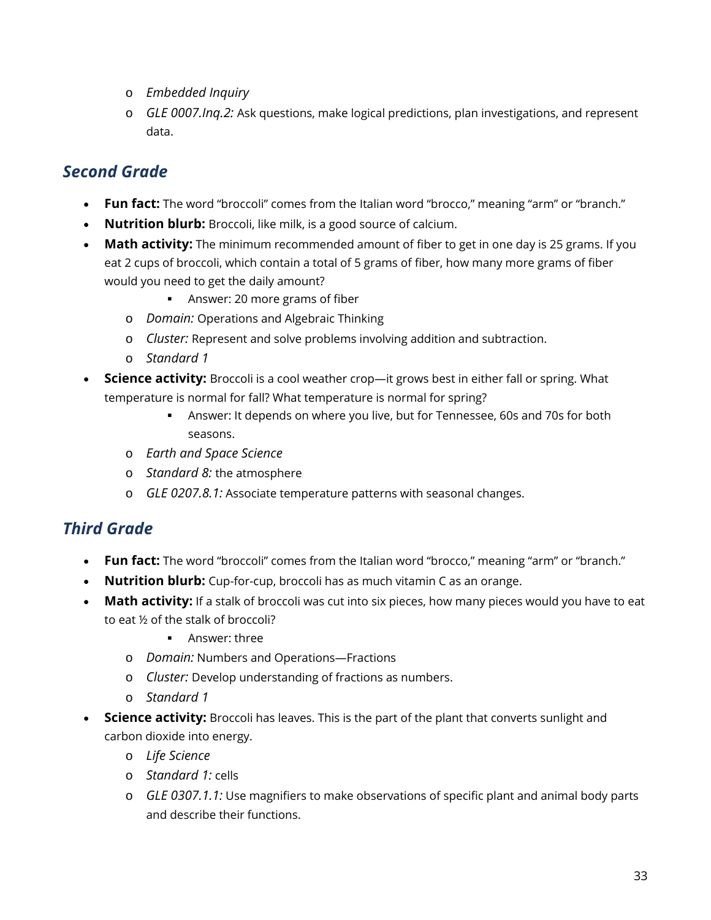- *Embedded Inquiry*
  - *GLE 0007.Inq.2:* Ask questions, make logical predictions, plan investigations, and represent data.

## *Second Grade*

- **Fun fact:** The word "broccoli" comes from the Italian word "brocco," meaning "arm" or "branch."
- **Nutrition blurb:** Broccoli, like milk, is a good source of calcium.
- **Math activity:** The minimum recommended amount of fiber to get in one day is 25 grams. If you eat 2 cups of broccoli, which contain a total of 5 grams of fiber, how many more grams of fiber would you need to get the daily amount?
    - Answer: 20 more grams of fiber
  - *Domain:* Operations and Algebraic Thinking
  - *Cluster:* Represent and solve problems involving addition and subtraction.
  - *Standard 1*
- **Science activity:** Broccoli is a cool weather crop—it grows best in either fall or spring. What temperature is normal for fall? What temperature is normal for spring?
    - Answer: It depends on where you live, but for Tennessee, 60s and 70s for both seasons.
  - *Earth and Space Science*
  - *Standard 8:* the atmosphere
  - *GLE 0207.8.1:* Associate temperature patterns with seasonal changes.

## *Third Grade*

- **Fun fact:** The word "broccoli" comes from the Italian word "brocco," meaning "arm" or "branch."
- **Nutrition blurb:** Cup-for-cup, broccoli has as much vitamin C as an orange.
- **Math activity:** If a stalk of broccoli was cut into six pieces, how many pieces would you have to eat to eat ½ of the stalk of broccoli?
    - Answer: three
  - *Domain:* Numbers and Operations—Fractions
  - *Cluster:* Develop understanding of fractions as numbers.
  - *Standard 1*
- **Science activity:** Broccoli has leaves. This is the part of the plant that converts sunlight and carbon dioxide into energy.
  - *Life Science*
  - *Standard 1:* cells
  - *GLE 0307.1.1:* Use magnifiers to make observations of specific plant and animal body parts and describe their functions.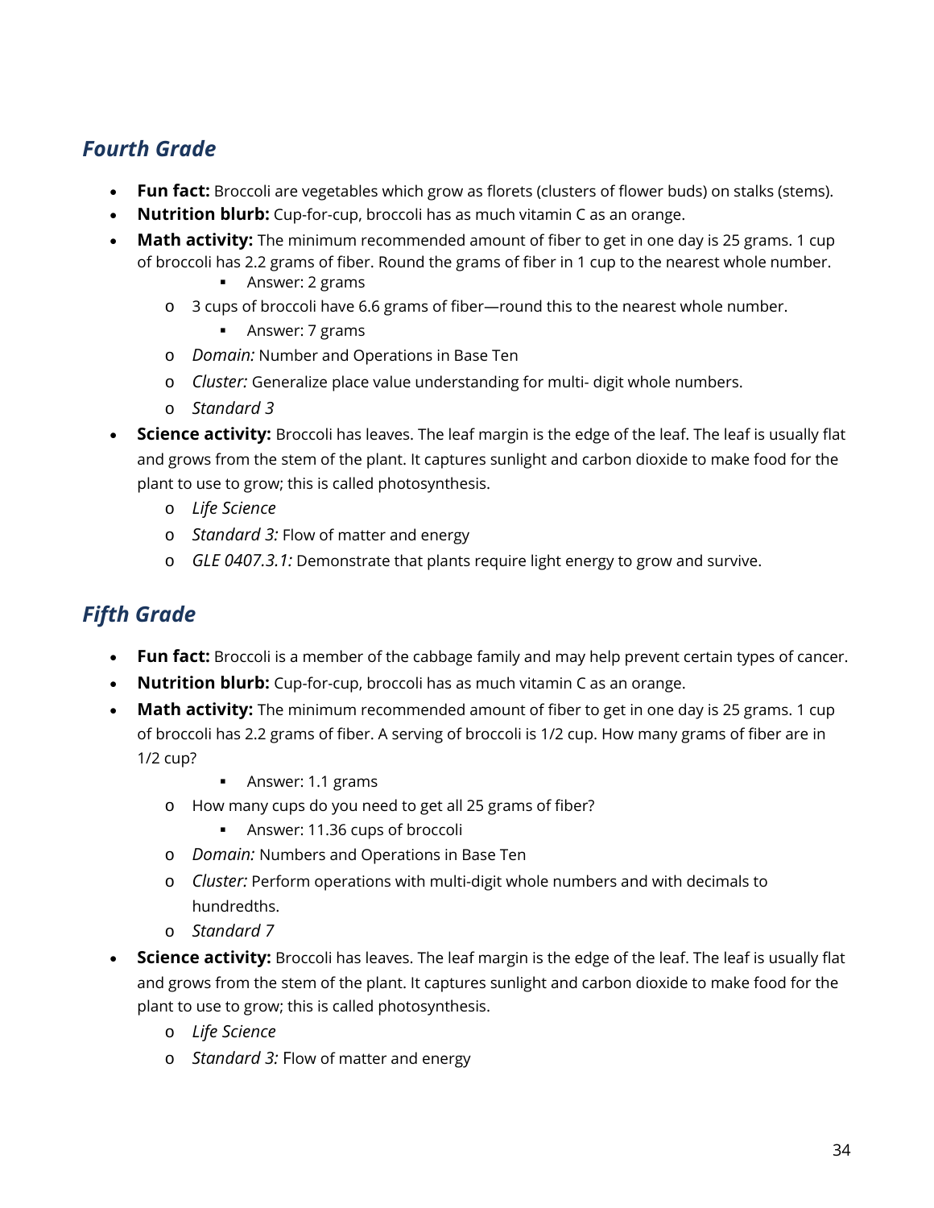## *Fourth Grade*

- **Fun fact:** Broccoli are vegetables which grow as florets (clusters of flower buds) on stalks (stems).
- **Nutrition blurb:** Cup-for-cup, broccoli has as much vitamin C as an orange.
- **Math activity:** The minimum recommended amount of fiber to get in one day is 25 grams. 1 cup of broccoli has 2.2 grams of fiber. Round the grams of fiber in 1 cup to the nearest whole number.
    - Answer: 2 grams
  - 3 cups of broccoli have 6.6 grams of fiber—round this to the nearest whole number.
    - Answer: 7 grams
  - *Domain:* Number and Operations in Base Ten
  - *Cluster:* Generalize place value understanding for multi- digit whole numbers.
  - *Standard 3*
- **Science activity:** Broccoli has leaves. The leaf margin is the edge of the leaf. The leaf is usually flat and grows from the stem of the plant. It captures sunlight and carbon dioxide to make food for the plant to use to grow; this is called photosynthesis.
  - *Life Science*
  - *Standard 3:* Flow of matter and energy
  - *GLE 0407.3.1:* Demonstrate that plants require light energy to grow and survive.

## *Fifth Grade*

- **Fun fact:** Broccoli is a member of the cabbage family and may help prevent certain types of cancer.
- **Nutrition blurb:** Cup-for-cup, broccoli has as much vitamin C as an orange.
- **Math activity:** The minimum recommended amount of fiber to get in one day is 25 grams. 1 cup of broccoli has 2.2 grams of fiber. A serving of broccoli is 1/2 cup. How many grams of fiber are in 1/2 cup?
    - Answer: 1.1 grams
  - How many cups do you need to get all 25 grams of fiber?
    - Answer: 11.36 cups of broccoli
  - *Domain:* Numbers and Operations in Base Ten
  - *Cluster:* Perform operations with multi-digit whole numbers and with decimals to hundredths.
  - *Standard 7*
- **Science activity:** Broccoli has leaves. The leaf margin is the edge of the leaf. The leaf is usually flat and grows from the stem of the plant. It captures sunlight and carbon dioxide to make food for the plant to use to grow; this is called photosynthesis.
  - *Life Science*
  - *Standard 3:* Flow of matter and energy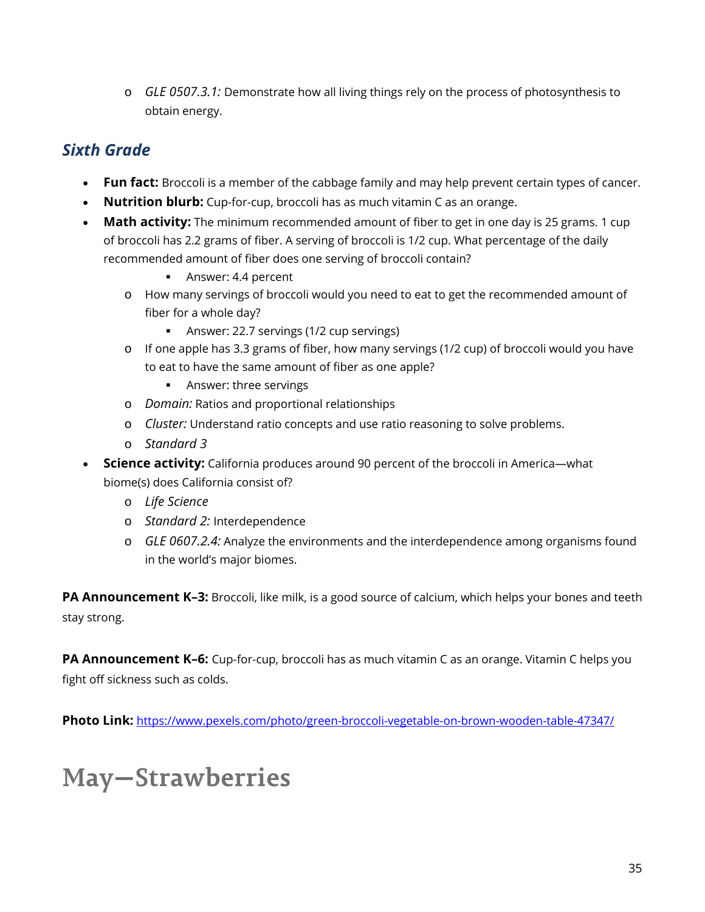- *GLE 0507.3.1:* Demonstrate how all living things rely on the process of photosynthesis to obtain energy.

### *Sixth Grade*

- **Fun fact:** Broccoli is a member of the cabbage family and may help prevent certain types of cancer.
- **Nutrition blurb:** Cup-for-cup, broccoli has as much vitamin C as an orange.
- **Math activity:** The minimum recommended amount of fiber to get in one day is 25 grams. 1 cup of broccoli has 2.2 grams of fiber. A serving of broccoli is 1/2 cup. What percentage of the daily recommended amount of fiber does one serving of broccoli contain?
      - Answer: 4.4 percent
   - How many servings of broccoli would you need to eat to get the recommended amount of fiber for a whole day?
      - Answer: 22.7 servings (1/2 cup servings)
   - If one apple has 3.3 grams of fiber, how many servings (1/2 cup) of broccoli would you have to eat to have the same amount of fiber as one apple?
      - Answer: three servings
   - *Domain:* Ratios and proportional relationships
   - *Cluster:* Understand ratio concepts and use ratio reasoning to solve problems.
   - *Standard 3*
- **Science activity:** California produces around 90 percent of the broccoli in America—what biome(s) does California consist of?
   - *Life Science*
   - *Standard 2:* Interdependence
   - *GLE 0607.2.4:* Analyze the environments and the interdependence among organisms found in the world's major biomes.

**PA Announcement K–3:** Broccoli, like milk, is a good source of calcium, which helps your bones and teeth stay strong.

**PA Announcement K–6:** Cup-for-cup, broccoli has as much vitamin C as an orange. Vitamin C helps you fight off sickness such as colds.

**Photo Link:** https://www.pexels.com/photo/green-broccoli-vegetable-on-brown-wooden-table-47347/

# May—Strawberries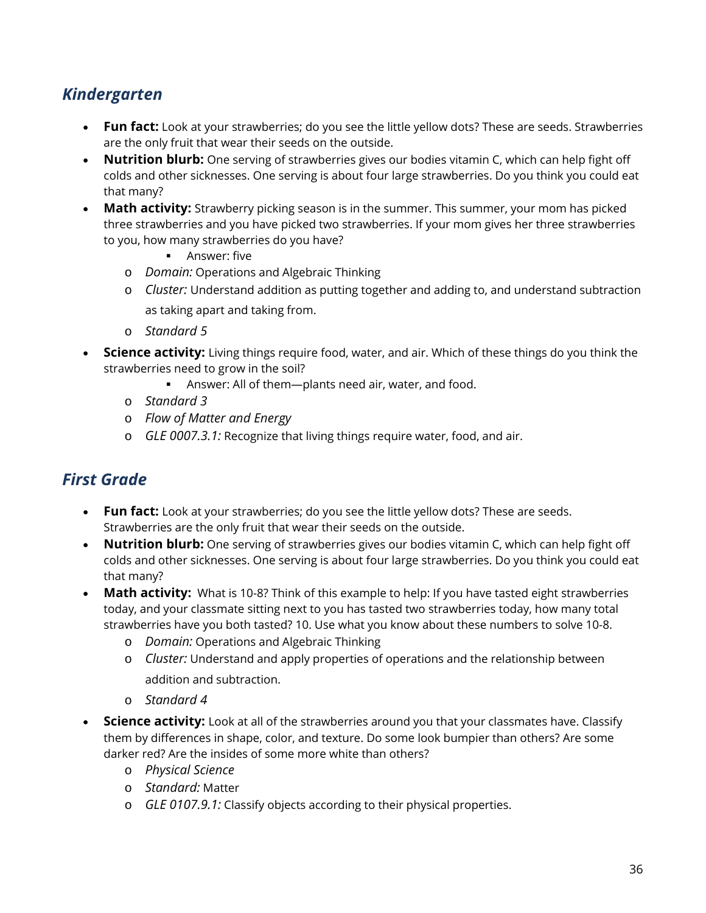## *Kindergarten*

- **Fun fact:** Look at your strawberries; do you see the little yellow dots? These are seeds. Strawberries are the only fruit that wear their seeds on the outside.
- **Nutrition blurb:** One serving of strawberries gives our bodies vitamin C, which can help fight off colds and other sicknesses. One serving is about four large strawberries. Do you think you could eat that many?
- **Math activity:** Strawberry picking season is in the summer. This summer, your mom has picked three strawberries and you have picked two strawberries. If your mom gives her three strawberries to you, how many strawberries do you have?
    - Answer: five
  - *Domain:* Operations and Algebraic Thinking
  - *Cluster:* Understand addition as putting together and adding to, and understand subtraction as taking apart and taking from.
  - *Standard 5*
- **Science activity:** Living things require food, water, and air. Which of these things do you think the strawberries need to grow in the soil?
    - Answer: All of them—plants need air, water, and food.
  - *Standard 3*
  - *Flow of Matter and Energy*
  - *GLE 0007.3.1:* Recognize that living things require water, food, and air.

## *First Grade*

- **Fun fact:** Look at your strawberries; do you see the little yellow dots? These are seeds. Strawberries are the only fruit that wear their seeds on the outside.
- **Nutrition blurb:** One serving of strawberries gives our bodies vitamin C, which can help fight off colds and other sicknesses. One serving is about four large strawberries. Do you think you could eat that many?
- **Math activity:** What is 10-8? Think of this example to help: If you have tasted eight strawberries today, and your classmate sitting next to you has tasted two strawberries today, how many total strawberries have you both tasted? 10. Use what you know about these numbers to solve 10-8.
  - *Domain:* Operations and Algebraic Thinking
  - *Cluster:* Understand and apply properties of operations and the relationship between addition and subtraction.
  - *Standard 4*
- **Science activity:** Look at all of the strawberries around you that your classmates have. Classify them by differences in shape, color, and texture. Do some look bumpier than others? Are some darker red? Are the insides of some more white than others?
  - *Physical Science*
  - *Standard:* Matter
  - *GLE 0107.9.1:* Classify objects according to their physical properties.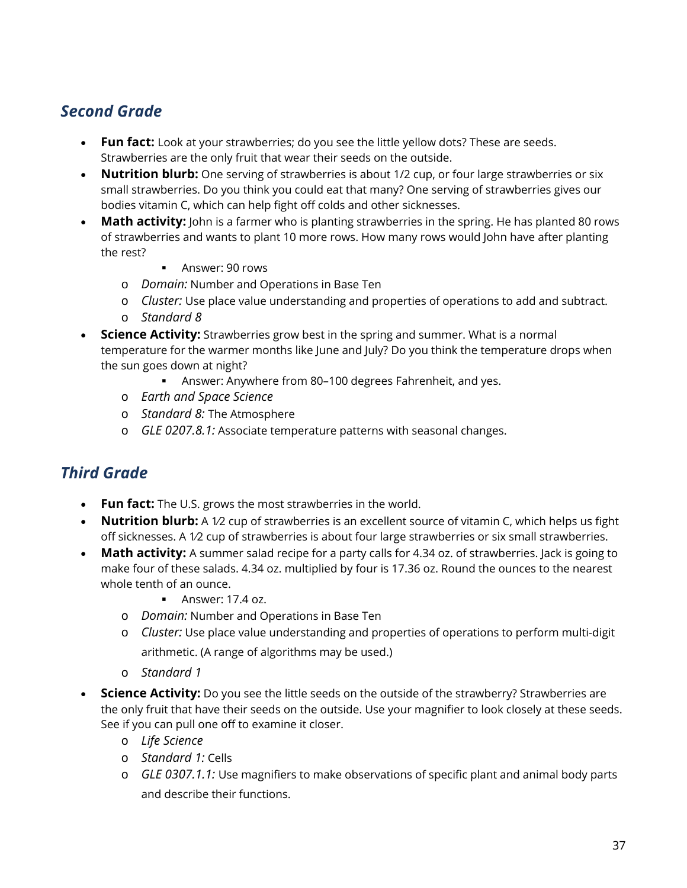## *Second Grade*

- **Fun fact:** Look at your strawberries; do you see the little yellow dots? These are seeds. Strawberries are the only fruit that wear their seeds on the outside.
- **Nutrition blurb:** One serving of strawberries is about 1/2 cup, or four large strawberries or six small strawberries. Do you think you could eat that many? One serving of strawberries gives our bodies vitamin C, which can help fight off colds and other sicknesses.
- **Math activity:** John is a farmer who is planting strawberries in the spring. He has planted 80 rows of strawberries and wants to plant 10 more rows. How many rows would John have after planting the rest?
    - Answer: 90 rows
  - *Domain:* Number and Operations in Base Ten
  - *Cluster:* Use place value understanding and properties of operations to add and subtract.
  - *Standard 8*
- **Science Activity:** Strawberries grow best in the spring and summer. What is a normal temperature for the warmer months like June and July? Do you think the temperature drops when the sun goes down at night?
    - Answer: Anywhere from 80–100 degrees Fahrenheit, and yes.
  - *Earth and Space Science*
  - *Standard 8:* The Atmosphere
  - *GLE 0207.8.1:* Associate temperature patterns with seasonal changes.

## *Third Grade*

- **Fun fact:** The U.S. grows the most strawberries in the world.
- **Nutrition blurb:** A 1⁄2 cup of strawberries is an excellent source of vitamin C, which helps us fight off sicknesses. A 1⁄2 cup of strawberries is about four large strawberries or six small strawberries.
- **Math activity:** A summer salad recipe for a party calls for 4.34 oz. of strawberries. Jack is going to make four of these salads. 4.34 oz. multiplied by four is 17.36 oz. Round the ounces to the nearest whole tenth of an ounce.
    - Answer: 17.4 oz.
  - *Domain:* Number and Operations in Base Ten
  - *Cluster:* Use place value understanding and properties of operations to perform multi-digit arithmetic. (A range of algorithms may be used.)
  - *Standard 1*
- **Science Activity:** Do you see the little seeds on the outside of the strawberry? Strawberries are the only fruit that have their seeds on the outside. Use your magnifier to look closely at these seeds. See if you can pull one off to examine it closer.
  - *Life Science*
  - *Standard 1:* Cells
  - *GLE 0307.1.1:* Use magnifiers to make observations of specific plant and animal body parts and describe their functions.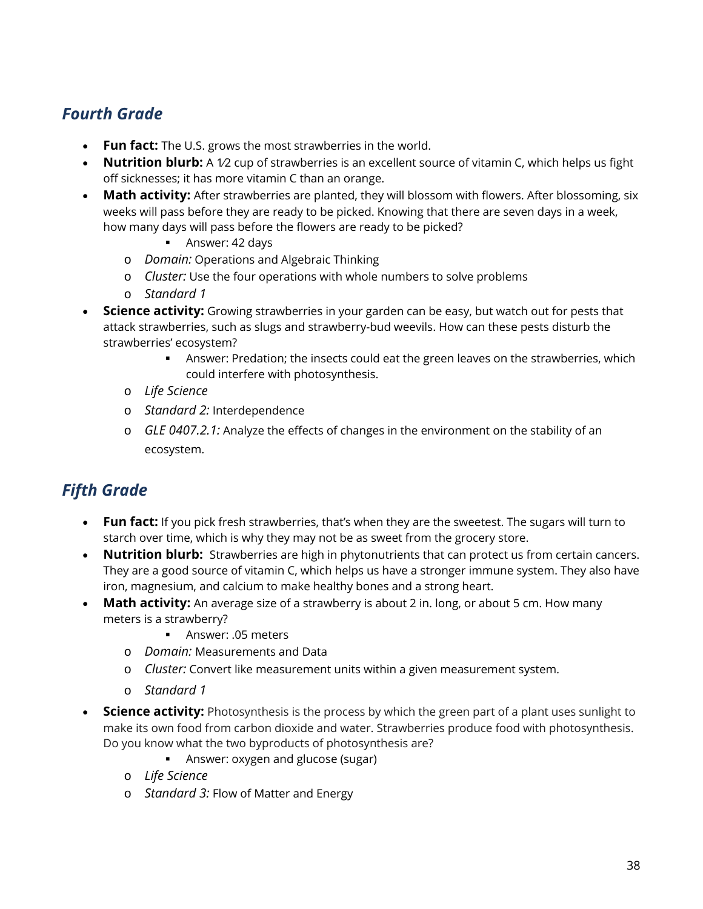## *Fourth Grade*

- **Fun fact:** The U.S. grows the most strawberries in the world.
- **Nutrition blurb:** A ½ cup of strawberries is an excellent source of vitamin C, which helps us fight off sicknesses; it has more vitamin C than an orange.
- **Math activity:** After strawberries are planted, they will blossom with flowers. After blossoming, six weeks will pass before they are ready to be picked. Knowing that there are seven days in a week, how many days will pass before the flowers are ready to be picked?
    - Answer: 42 days
  - *Domain:* Operations and Algebraic Thinking
  - *Cluster:* Use the four operations with whole numbers to solve problems
  - *Standard 1*
- **Science activity:** Growing strawberries in your garden can be easy, but watch out for pests that attack strawberries, such as slugs and strawberry-bud weevils. How can these pests disturb the strawberries' ecosystem?
    - Answer: Predation; the insects could eat the green leaves on the strawberries, which could interfere with photosynthesis.
  - *Life Science*
  - *Standard 2:* Interdependence
  - *GLE 0407.2.1:* Analyze the effects of changes in the environment on the stability of an ecosystem.

## *Fifth Grade*

- **Fun fact:** If you pick fresh strawberries, that's when they are the sweetest. The sugars will turn to starch over time, which is why they may not be as sweet from the grocery store.
- **Nutrition blurb:** Strawberries are high in phytonutrients that can protect us from certain cancers. They are a good source of vitamin C, which helps us have a stronger immune system. They also have iron, magnesium, and calcium to make healthy bones and a strong heart.
- **Math activity:** An average size of a strawberry is about 2 in. long, or about 5 cm. How many meters is a strawberry?
    - Answer: .05 meters
  - *Domain:* Measurements and Data
  - *Cluster:* Convert like measurement units within a given measurement system.
  - *Standard 1*
- **Science activity:** Photosynthesis is the process by which the green part of a plant uses sunlight to make its own food from carbon dioxide and water. Strawberries produce food with photosynthesis. Do you know what the two byproducts of photosynthesis are?
    - Answer: oxygen and glucose (sugar)
  - *Life Science*
  - *Standard 3:* Flow of Matter and Energy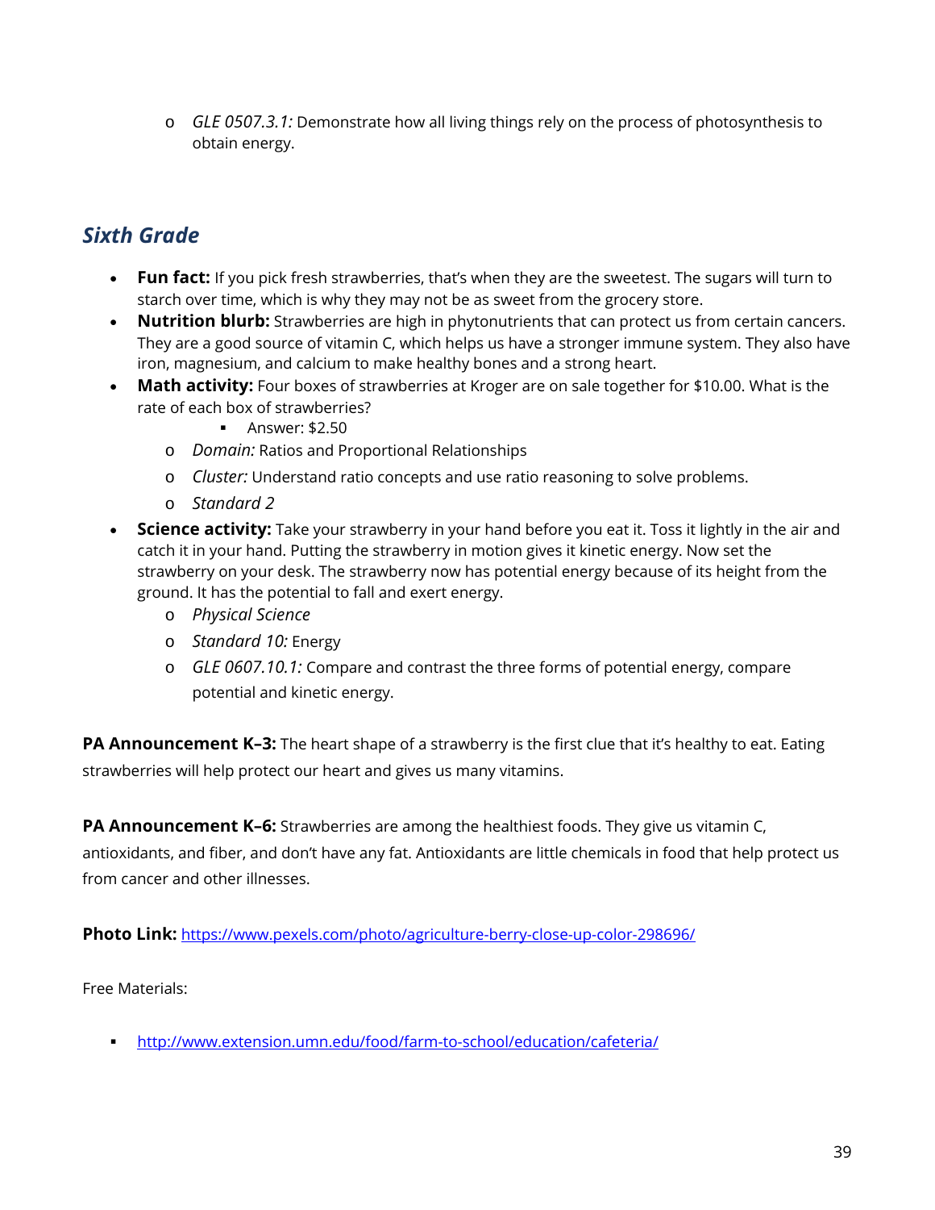- *GLE 0507.3.1:* Demonstrate how all living things rely on the process of photosynthesis to obtain energy.

## *Sixth Grade*

- **Fun fact:** If you pick fresh strawberries, that's when they are the sweetest. The sugars will turn to starch over time, which is why they may not be as sweet from the grocery store.
- **Nutrition blurb:** Strawberries are high in phytonutrients that can protect us from certain cancers. They are a good source of vitamin C, which helps us have a stronger immune system. They also have iron, magnesium, and calcium to make healthy bones and a strong heart.
- **Math activity:** Four boxes of strawberries at Kroger are on sale together for $10.00. What is the rate of each box of strawberries?
    - Answer: $2.50
  - *Domain:* Ratios and Proportional Relationships
  - *Cluster:* Understand ratio concepts and use ratio reasoning to solve problems.
  - *Standard 2*
- **Science activity:** Take your strawberry in your hand before you eat it. Toss it lightly in the air and catch it in your hand. Putting the strawberry in motion gives it kinetic energy. Now set the strawberry on your desk. The strawberry now has potential energy because of its height from the ground. It has the potential to fall and exert energy.
  - *Physical Science*
  - *Standard 10:* Energy
  - *GLE 0607.10.1:* Compare and contrast the three forms of potential energy, compare potential and kinetic energy.

**PA Announcement K–3:** The heart shape of a strawberry is the first clue that it's healthy to eat. Eating strawberries will help protect our heart and gives us many vitamins.

**PA Announcement K–6:** Strawberries are among the healthiest foods. They give us vitamin C, antioxidants, and fiber, and don't have any fat. Antioxidants are little chemicals in food that help protect us from cancer and other illnesses.

**Photo Link:** https://www.pexels.com/photo/agriculture-berry-close-up-color-298696/

Free Materials:

- http://www.extension.umn.edu/food/farm-to-school/education/cafeteria/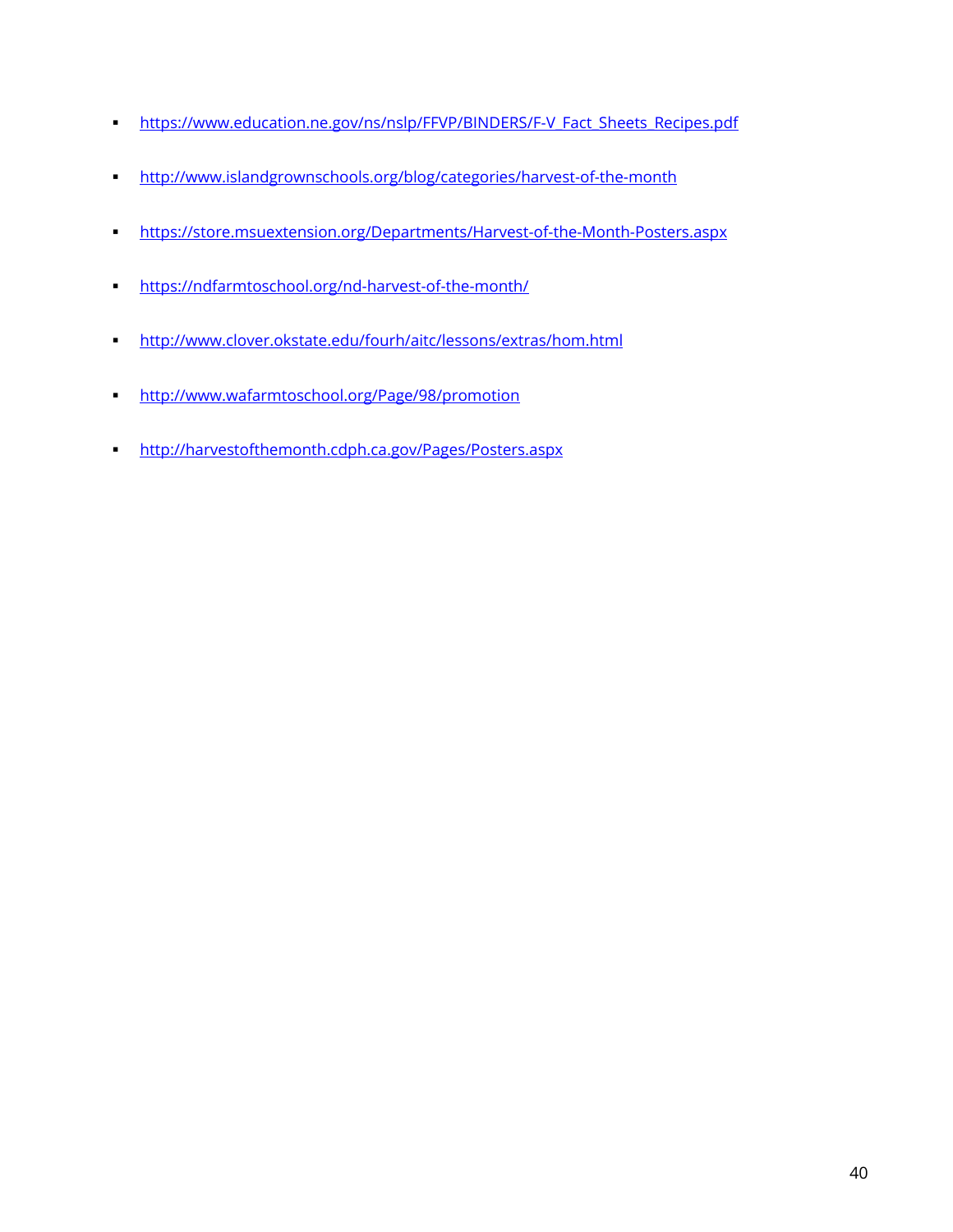- https://www.education.ne.gov/ns/nslp/FFVP/BINDERS/F-V_Fact_Sheets_Recipes.pdf
- http://www.islandgrownschools.org/blog/categories/harvest-of-the-month
- https://store.msuextension.org/Departments/Harvest-of-the-Month-Posters.aspx
- https://ndfarmtoschool.org/nd-harvest-of-the-month/
- http://www.clover.okstate.edu/fourh/aitc/lessons/extras/hom.html
- http://www.wafarmtoschool.org/Page/98/promotion
- http://harvestofthemonth.cdph.ca.gov/Pages/Posters.aspx